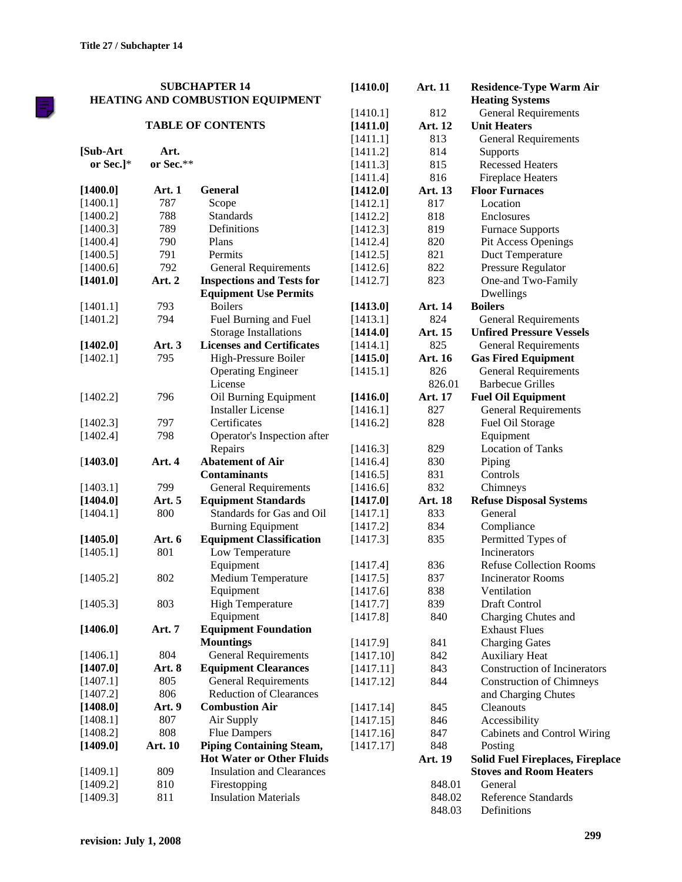# SUBCHAPTER 14
# HEATING AND COMBUSTION EQUIPMENT

## TABLE OF CONTENTS

| [Sub-Art or Sec.]* | Art. or Sec.** | |
|---|---|---|
| **[1400.0]** | **Art. 1** | **General** |
| [1400.1] | 787 | Scope |
| [1400.2] | 788 | Standards |
| [1400.3] | 789 | Definitions |
| [1400.4] | 790 | Plans |
| [1400.5] | 791 | Permits |
| [1400.6] | 792 | General Requirements |
| **[1401.0]** | **Art. 2** | **Inspections and Tests for Equipment Use Permits** |
| [1401.1] | 793 | Boilers |
| [1401.2] | 794 | Fuel Burning and Fuel Storage Installations |
| **[1402.0]** | **Art. 3** | **Licenses and Certificates** |
| [1402.1] | 795 | High-Pressure Boiler Operating Engineer License |
| [1402.2] | 796 | Oil Burning Equipment Installer License |
| [1402.3] | 797 | Certificates |
| [1402.4] | 798 | Operator's Inspection after Repairs |
| [**1403.0**] | **Art. 4** | **Abatement of Air Contaminants** |
| [1403.1] | 799 | General Requirements |
| **[1404.0]** | **Art. 5** | **Equipment Standards** |
| [1404.1] | 800 | Standards for Gas and Oil Burning Equipment |
| **[1405.0]** | **Art. 6** | **Equipment Classification** |
| [1405.1] | 801 | Low Temperature Equipment |
| [1405.2] | 802 | Medium Temperature Equipment |
| [1405.3] | 803 | High Temperature Equipment |
| **[1406.0]** | **Art. 7** | **Equipment Foundation Mountings** |
| [1406.1] | 804 | General Requirements |
| **[1407.0]** | **Art. 8** | **Equipment Clearances** |
| [1407.1] | 805 | General Requirements |
| [1407.2] | 806 | Reduction of Clearances |
| **[1408.0]** | **Art. 9** | **Combustion Air** |
| [1408.1] | 807 | Air Supply |
| [1408.2] | 808 | Flue Dampers |
| **[1409.0]** | **Art. 10** | **Piping Containing Steam, Hot Water or Other Fluids** |
| [1409.1] | 809 | Insulation and Clearances |
| [1409.2] | 810 | Firestopping |
| [1409.3] | 811 | Insulation Materials |
| **[1410.0]** | **Art. 11** | **Residence-Type Warm Air Heating Systems** |
| [1410.1] | 812 | General Requirements |
| **[1411.0]** | **Art. 12** | **Unit Heaters** |
| [1411.1] | 813 | General Requirements |
| [1411.2] | 814 | Supports |
| [1411.3] | 815 | Recessed Heaters |
| [1411.4] | 816 | Fireplace Heaters |
| **[1412.0]** | **Art. 13** | **Floor Furnaces** |
| [1412.1] | 817 | Location |
| [1412.2] | 818 | Enclosures |
| [1412.3] | 819 | Furnace Supports |
| [1412.4] | 820 | Pit Access Openings |
| [1412.5] | 821 | Duct Temperature |
| [1412.6] | 822 | Pressure Regulator |
| [1412.7] | 823 | One-and Two-Family Dwellings |
| **[1413.0]** | **Art. 14** | **Boilers** |
| [1413.1] | 824 | General Requirements |
| **[1414.0]** | **Art. 15** | **Unfired Pressure Vessels** |
| [1414.1] | 825 | General Requirements |
| [**1415.0**] | **Art. 16** | **Gas Fired Equipment** |
| [1415.1] | 826 | General Requirements |
| | 826.01 | Barbecue Grilles |
| **[1416.0]** | **Art. 17** | **Fuel Oil Equipment** |
| [1416.1] | 827 | General Requirements |
| [1416.2] | 828 | Fuel Oil Storage Equipment |
| [1416.3] | 829 | Location of Tanks |
| [1416.4] | 830 | Piping |
| [1416.5] | 831 | Controls |
| [1416.6] | 832 | Chimneys |
| **[1417.0]** | **Art. 18** | **Refuse Disposal Systems** |
| [1417.1] | 833 | General |
| [1417.2] | 834 | Compliance |
| [1417.3] | 835 | Permitted Types of Incinerators |
| [1417.4] | 836 | Refuse Collection Rooms |
| [1417.5] | 837 | Incinerator Rooms |
| [1417.6] | 838 | Ventilation |
| [1417.7] | 839 | Draft Control |
| [1417.8] | 840 | Charging Chutes and Exhaust Flues |
| [1417.9] | 841 | Charging Gates |
| [1417.10] | 842 | Auxiliary Heat |
| [1417.11] | 843 | Construction of Incinerators |
| [1417.12] | 844 | Construction of Chimneys and Charging Chutes |
| [1417.14] | 845 | Cleanouts |
| [1417.15] | 846 | Accessibility |
| [1417.16] | 847 | Cabinets and Control Wiring |
| [1417.17] | 848 | Posting |
| | **Art. 19** | **Solid Fuel Fireplaces, Fireplace Stoves and Room Heaters** |
| | 848.01 | General |
| | 848.02 | Reference Standards |
| | 848.03 | Definitions |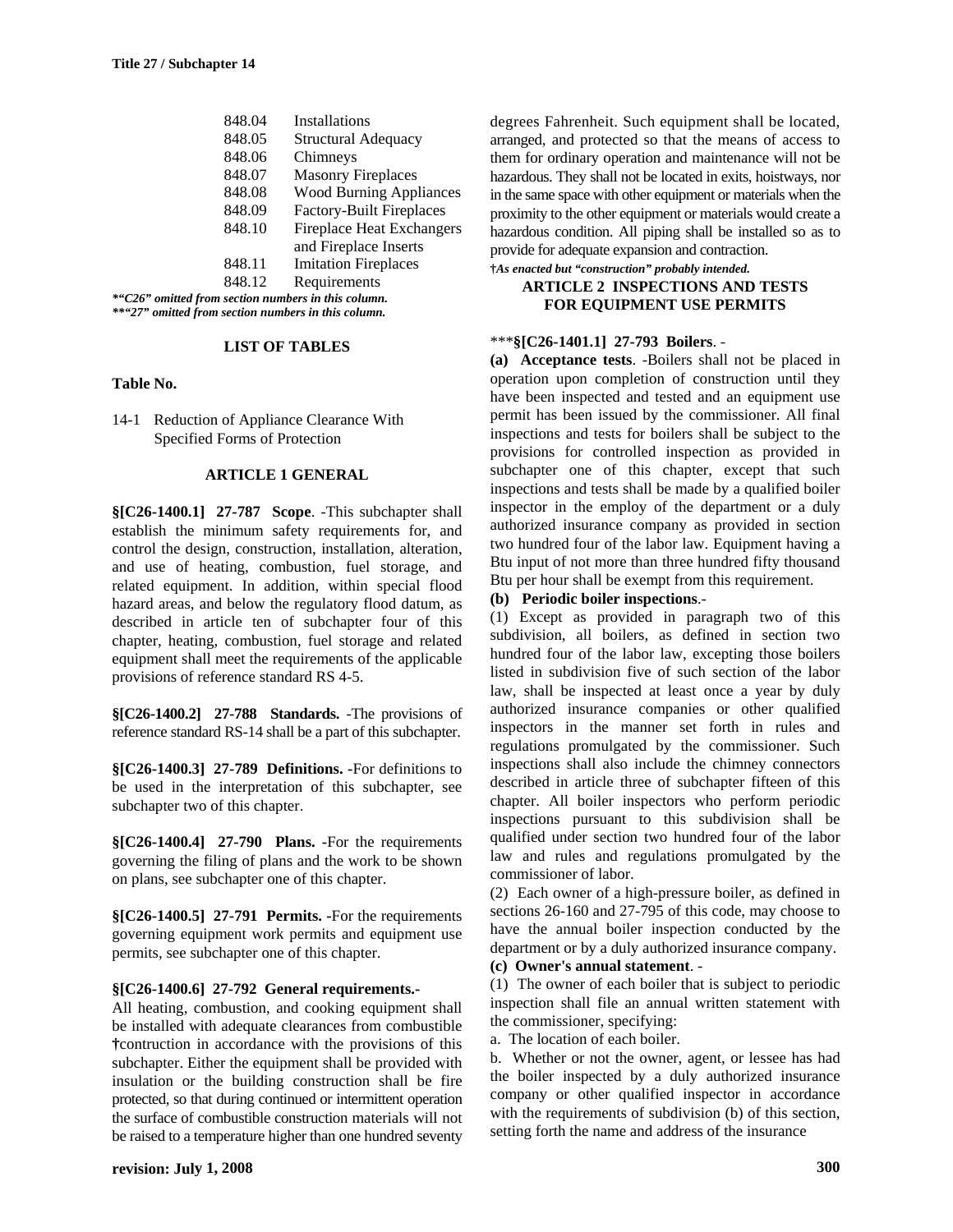| | |
|---|---|
| 848.04 | Installations |
| 848.05 | Structural Adequacy |
| 848.06 | Chimneys |
| 848.07 | Masonry Fireplaces |
| 848.08 | Wood Burning Appliances |
| 848.09 | Factory-Built Fireplaces |
| 848.10 | Fireplace Heat Exchangers and Fireplace Inserts |
| 848.11 | Imitation Fireplaces |
| 848.12 | Requirements |

***"C26" omitted from section numbers in this column.***
***"27" omitted from section numbers in this column.***

**LIST OF TABLES**

**Table No.**

14-1 Reduction of Appliance Clearance With Specified Forms of Protection

**ARTICLE 1 GENERAL**

**§[C26-1400.1] 27-787 Scope**. -This subchapter shall establish the minimum safety requirements for, and control the design, construction, installation, alteration, and use of heating, combustion, fuel storage, and related equipment. In addition, within special flood hazard areas, and below the regulatory flood datum, as described in article ten of subchapter four of this chapter, heating, combustion, fuel storage and related equipment shall meet the requirements of the applicable provisions of reference standard RS 4-5.

**§[C26-1400.2] 27-788 Standards.** -The provisions of reference standard RS-14 shall be a part of this subchapter.

**§[C26-1400.3] 27-789 Definitions.** -For definitions to be used in the interpretation of this subchapter, see subchapter two of this chapter.

**§[C26-1400.4] 27-790 Plans.** -For the requirements governing the filing of plans and the work to be shown on plans, see subchapter one of this chapter.

**§[C26-1400.5] 27-791 Permits.** -For the requirements governing equipment work permits and equipment use permits, see subchapter one of this chapter.

**§[C26-1400.6] 27-792 General requirements.-**
All heating, combustion, and cooking equipment shall be installed with adequate clearances from combustible †contruction in accordance with the provisions of this subchapter. Either the equipment shall be provided with insulation or the building construction shall be fire protected, so that during continued or intermittent operation the surface of combustible construction materials will not be raised to a temperature higher than one hundred seventy degrees Fahrenheit. Such equipment shall be located, arranged, and protected so that the means of access to them for ordinary operation and maintenance will not be hazardous. They shall not be located in exits, hoistways, nor in the same space with other equipment or materials when the proximity to the other equipment or materials would create a hazardous condition. All piping shall be installed so as to provide for adequate expansion and contraction.

†*As enacted but "construction" probably intended.*

**ARTICLE 2 INSPECTIONS AND TESTS FOR EQUIPMENT USE PERMITS**

***§[C26-1401.1] 27-793 Boilers**. -

**(a) Acceptance tests**. -Boilers shall not be placed in operation upon completion of construction until they have been inspected and tested and an equipment use permit has been issued by the commissioner. All final inspections and tests for boilers shall be subject to the provisions for controlled inspection as provided in subchapter one of this chapter, except that such inspections and tests shall be made by a qualified boiler inspector in the employ of the department or a duly authorized insurance company as provided in section two hundred four of the labor law. Equipment having a Btu input of not more than three hundred fifty thousand Btu per hour shall be exempt from this requirement.

**(b) Periodic boiler inspections**.-

(1) Except as provided in paragraph two of this subdivision, all boilers, as defined in section two hundred four of the labor law, excepting those boilers listed in subdivision five of such section of the labor law, shall be inspected at least once a year by duly authorized insurance companies or other qualified inspectors in the manner set forth in rules and regulations promulgated by the commissioner. Such inspections shall also include the chimney connectors described in article three of subchapter fifteen of this chapter. All boiler inspectors who perform periodic inspections pursuant to this subdivision shall be qualified under section two hundred four of the labor law and rules and regulations promulgated by the commissioner of labor.

(2) Each owner of a high-pressure boiler, as defined in sections 26-160 and 27-795 of this code, may choose to have the annual boiler inspection conducted by the department or by a duly authorized insurance company.

**(c) Owner's annual statement**. -

(1) The owner of each boiler that is subject to periodic inspection shall file an annual written statement with the commissioner, specifying:

a. The location of each boiler.

b. Whether or not the owner, agent, or lessee has had the boiler inspected by a duly authorized insurance company or other qualified inspector in accordance with the requirements of subdivision (b) of this section, setting forth the name and address of the insurance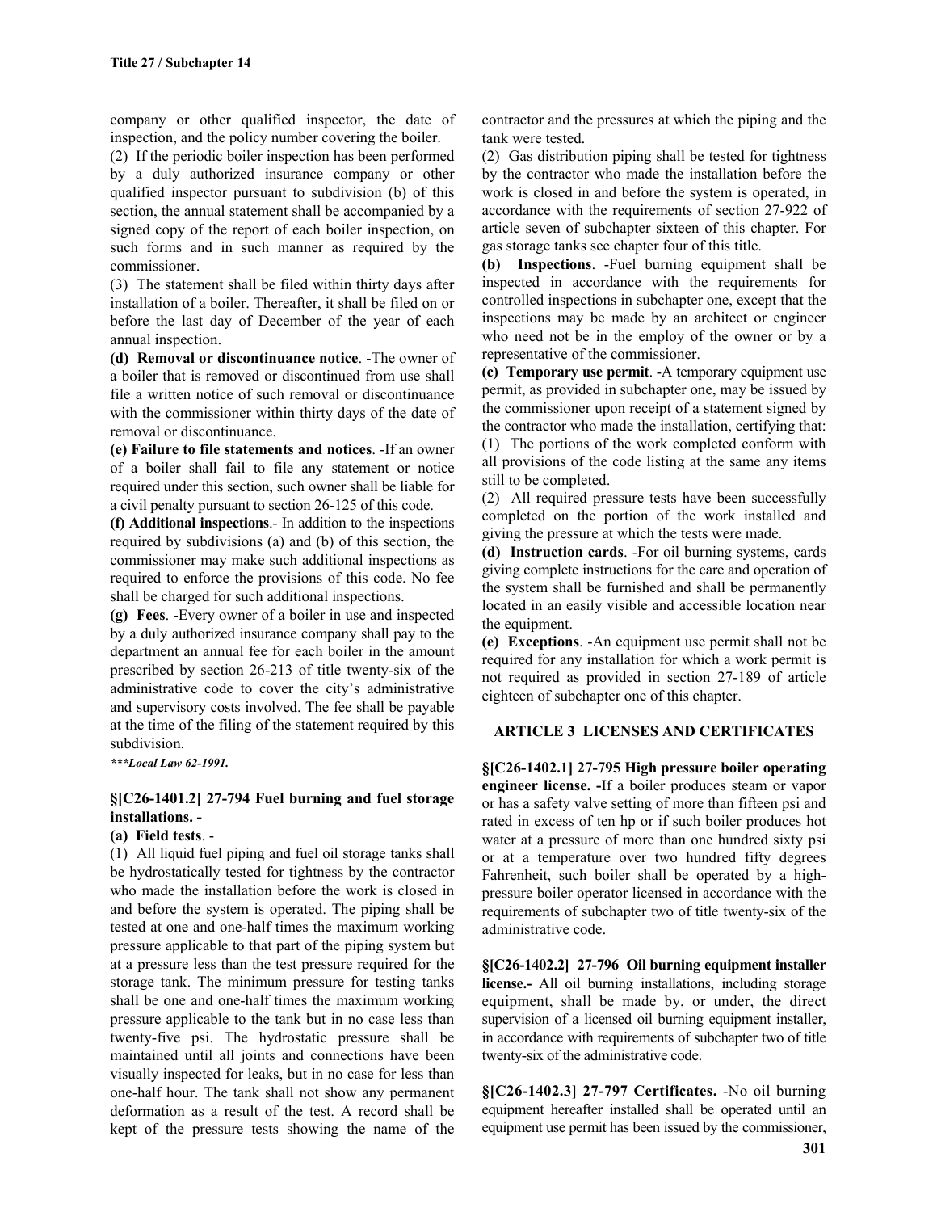company or other qualified inspector, the date of inspection, and the policy number covering the boiler.

(2) If the periodic boiler inspection has been performed by a duly authorized insurance company or other qualified inspector pursuant to subdivision (b) of this section, the annual statement shall be accompanied by a signed copy of the report of each boiler inspection, on such forms and in such manner as required by the commissioner.

(3) The statement shall be filed within thirty days after installation of a boiler. Thereafter, it shall be filed on or before the last day of December of the year of each annual inspection.

**(d) Removal or discontinuance notice**. -The owner of a boiler that is removed or discontinued from use shall file a written notice of such removal or discontinuance with the commissioner within thirty days of the date of removal or discontinuance.

**(e) Failure to file statements and notices**. -If an owner of a boiler shall fail to file any statement or notice required under this section, such owner shall be liable for a civil penalty pursuant to section 26-125 of this code.

**(f) Additional inspections**.- In addition to the inspections required by subdivisions (a) and (b) of this section, the commissioner may make such additional inspections as required to enforce the provisions of this code. No fee shall be charged for such additional inspections.

**(g) Fees**. -Every owner of a boiler in use and inspected by a duly authorized insurance company shall pay to the department an annual fee for each boiler in the amount prescribed by section 26-213 of title twenty-six of the administrative code to cover the city's administrative and supervisory costs involved. The fee shall be payable at the time of the filing of the statement required by this subdivision.

***\*\*\*Local Law 62-1991.***

### §[C26-1401.2] 27-794 Fuel burning and fuel storage installations. -

**(a) Field tests**. -

(1) All liquid fuel piping and fuel oil storage tanks shall be hydrostatically tested for tightness by the contractor who made the installation before the work is closed in and before the system is operated. The piping shall be tested at one and one-half times the maximum working pressure applicable to that part of the piping system but at a pressure less than the test pressure required for the storage tank. The minimum pressure for testing tanks shall be one and one-half times the maximum working pressure applicable to the tank but in no case less than twenty-five psi. The hydrostatic pressure shall be maintained until all joints and connections have been visually inspected for leaks, but in no case for less than one-half hour. The tank shall not show any permanent deformation as a result of the test. A record shall be kept of the pressure tests showing the name of the contractor and the pressures at which the piping and the tank were tested.

(2) Gas distribution piping shall be tested for tightness by the contractor who made the installation before the work is closed in and before the system is operated, in accordance with the requirements of section 27-922 of article seven of subchapter sixteen of this chapter. For gas storage tanks see chapter four of this title.

**(b) Inspections**. -Fuel burning equipment shall be inspected in accordance with the requirements for controlled inspections in subchapter one, except that the inspections may be made by an architect or engineer who need not be in the employ of the owner or by a representative of the commissioner.

**(c) Temporary use permit**. -A temporary equipment use permit, as provided in subchapter one, may be issued by the commissioner upon receipt of a statement signed by the contractor who made the installation, certifying that:

(1) The portions of the work completed conform with all provisions of the code listing at the same any items still to be completed.

(2) All required pressure tests have been successfully completed on the portion of the work installed and giving the pressure at which the tests were made.

**(d) Instruction cards**. -For oil burning systems, cards giving complete instructions for the care and operation of the system shall be furnished and shall be permanently located in an easily visible and accessible location near the equipment.

**(e) Exceptions**. -An equipment use permit shall not be required for any installation for which a work permit is not required as provided in section 27-189 of article eighteen of subchapter one of this chapter.

## ARTICLE 3 LICENSES AND CERTIFICATES

**§[C26-1402.1] 27-795 High pressure boiler operating engineer license. -**If a boiler produces steam or vapor or has a safety valve setting of more than fifteen psi and rated in excess of ten hp or if such boiler produces hot water at a pressure of more than one hundred sixty psi or at a temperature over two hundred fifty degrees Fahrenheit, such boiler shall be operated by a high-pressure boiler operator licensed in accordance with the requirements of subchapter two of title twenty-six of the administrative code.

**§[C26-1402.2] 27-796 Oil burning equipment installer license.-** All oil burning installations, including storage equipment, shall be made by, or under, the direct supervision of a licensed oil burning equipment installer, in accordance with requirements of subchapter two of title twenty-six of the administrative code.

**§[C26-1402.3] 27-797 Certificates.** -No oil burning equipment hereafter installed shall be operated until an equipment use permit has been issued by the commissioner,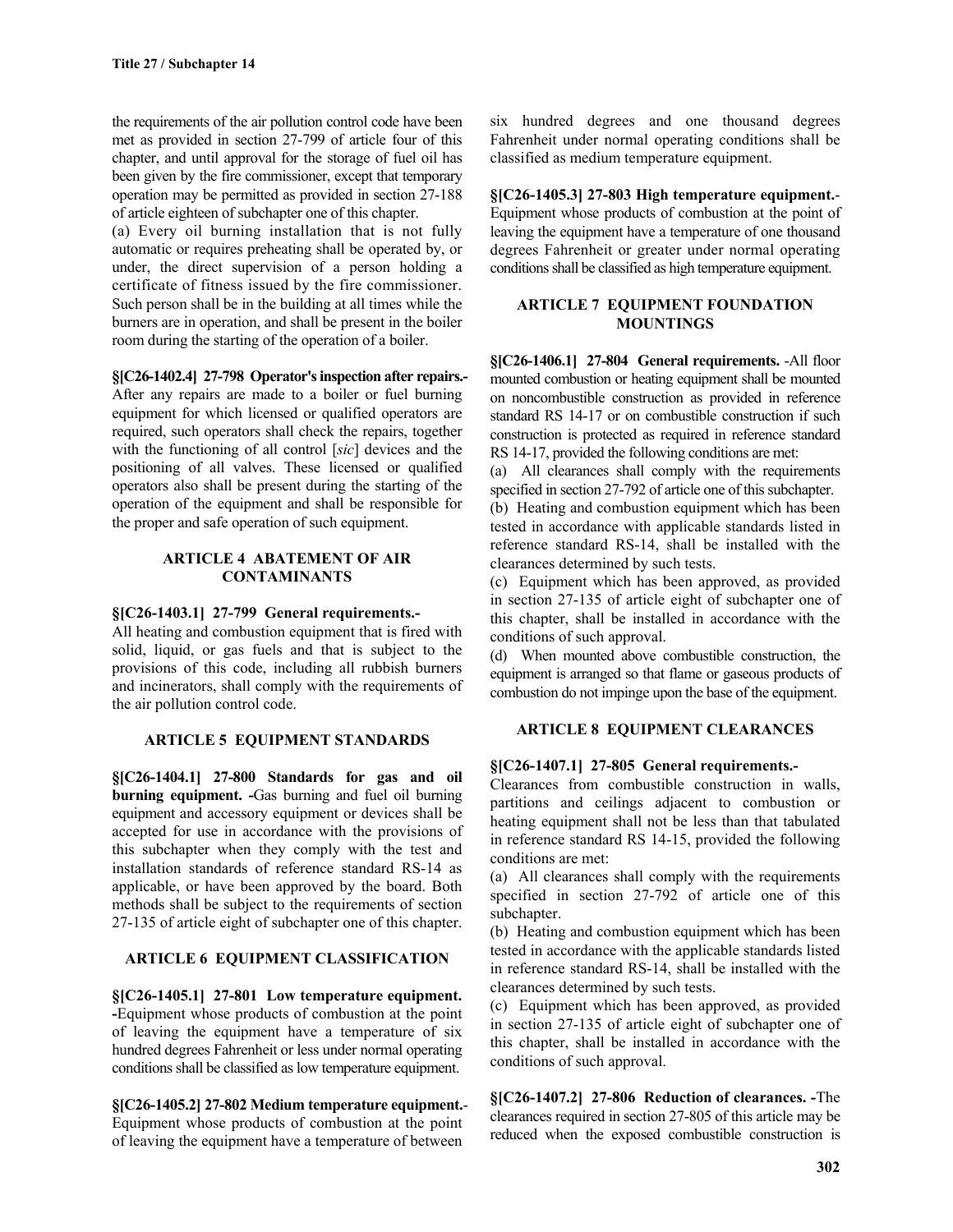the requirements of the air pollution control code have been met as provided in section 27-799 of article four of this chapter, and until approval for the storage of fuel oil has been given by the fire commissioner, except that temporary operation may be permitted as provided in section 27-188 of article eighteen of subchapter one of this chapter.

(a) Every oil burning installation that is not fully automatic or requires preheating shall be operated by, or under, the direct supervision of a person holding a certificate of fitness issued by the fire commissioner. Such person shall be in the building at all times while the burners are in operation, and shall be present in the boiler room during the starting of the operation of a boiler.

**§[C26-1402.4] 27-798 Operator's inspection after repairs.-** After any repairs are made to a boiler or fuel burning equipment for which licensed or qualified operators are required, such operators shall check the repairs, together with the functioning of all control [*sic*] devices and the positioning of all valves. These licensed or qualified operators also shall be present during the starting of the operation of the equipment and shall be responsible for the proper and safe operation of such equipment.

### ARTICLE 4 ABATEMENT OF AIR CONTAMINANTS

**§[C26-1403.1] 27-799 General requirements.-**
All heating and combustion equipment that is fired with solid, liquid, or gas fuels and that is subject to the provisions of this code, including all rubbish burners and incinerators, shall comply with the requirements of the air pollution control code.

### ARTICLE 5 EQUIPMENT STANDARDS

**§[C26-1404.1] 27-800 Standards for gas and oil burning equipment. -**Gas burning and fuel oil burning equipment and accessory equipment or devices shall be accepted for use in accordance with the provisions of this subchapter when they comply with the test and installation standards of reference standard RS-14 as applicable, or have been approved by the board. Both methods shall be subject to the requirements of section 27-135 of article eight of subchapter one of this chapter.

### ARTICLE 6 EQUIPMENT CLASSIFICATION

**§[C26-1405.1] 27-801 Low temperature equipment. -**Equipment whose products of combustion at the point of leaving the equipment have a temperature of six hundred degrees Fahrenheit or less under normal operating conditions shall be classified as low temperature equipment.

**§[C26-1405.2] 27-802 Medium temperature equipment.-** Equipment whose products of combustion at the point of leaving the equipment have a temperature of between six hundred degrees and one thousand degrees Fahrenheit under normal operating conditions shall be classified as medium temperature equipment.

**§[C26-1405.3] 27-803 High temperature equipment.-** Equipment whose products of combustion at the point of leaving the equipment have a temperature of one thousand degrees Fahrenheit or greater under normal operating conditions shall be classified as high temperature equipment.

### ARTICLE 7 EQUIPMENT FOUNDATION MOUNTINGS

**§[C26-1406.1] 27-804 General requirements.** -All floor mounted combustion or heating equipment shall be mounted on noncombustible construction as provided in reference standard RS 14-17 or on combustible construction if such construction is protected as required in reference standard RS 14-17, provided the following conditions are met:

(a) All clearances shall comply with the requirements specified in section 27-792 of article one of this subchapter.

(b) Heating and combustion equipment which has been tested in accordance with applicable standards listed in reference standard RS-14, shall be installed with the clearances determined by such tests.

(c) Equipment which has been approved, as provided in section 27-135 of article eight of subchapter one of this chapter, shall be installed in accordance with the conditions of such approval.

(d) When mounted above combustible construction, the equipment is arranged so that flame or gaseous products of combustion do not impinge upon the base of the equipment.

### ARTICLE 8 EQUIPMENT CLEARANCES

**§[C26-1407.1] 27-805 General requirements.-**
Clearances from combustible construction in walls, partitions and ceilings adjacent to combustion or heating equipment shall not be less than that tabulated in reference standard RS 14-15, provided the following conditions are met:

(a) All clearances shall comply with the requirements specified in section 27-792 of article one of this subchapter.

(b) Heating and combustion equipment which has been tested in accordance with the applicable standards listed in reference standard RS-14, shall be installed with the clearances determined by such tests.

(c) Equipment which has been approved, as provided in section 27-135 of article eight of subchapter one of this chapter, shall be installed in accordance with the conditions of such approval.

**§[C26-1407.2] 27-806 Reduction of clearances. -**The clearances required in section 27-805 of this article may be reduced when the exposed combustible construction is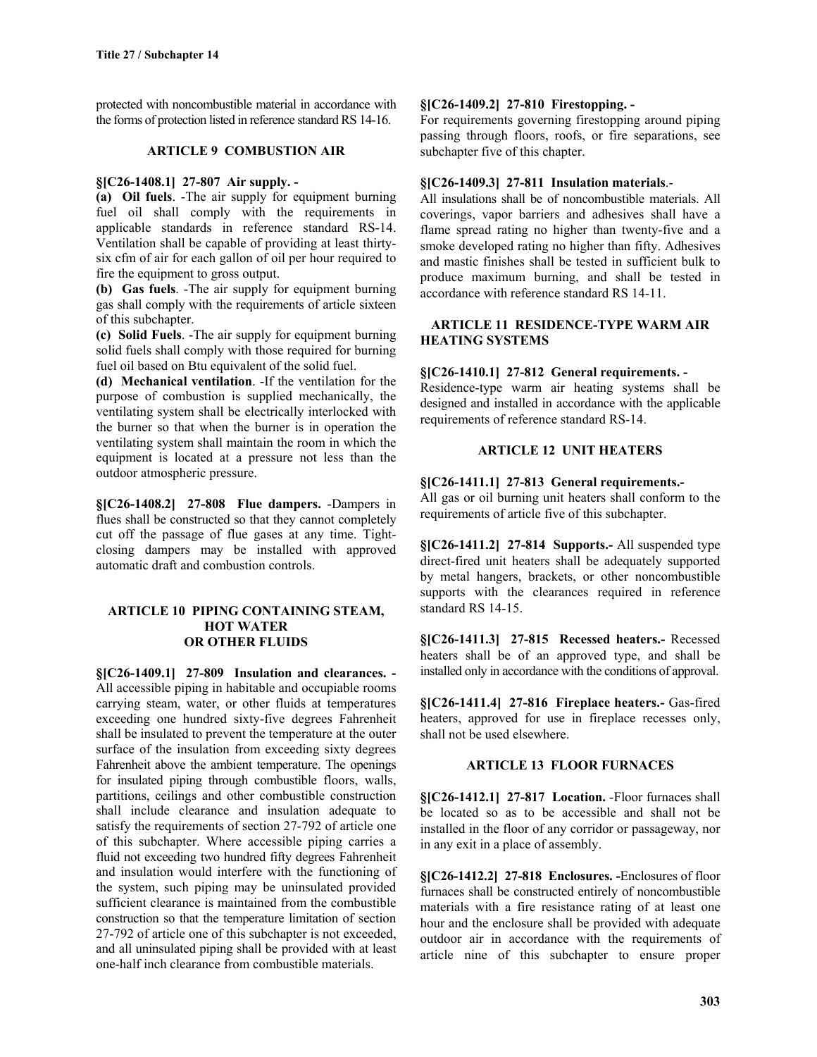protected with noncombustible material in accordance with the forms of protection listed in reference standard RS 14-16.

## ARTICLE 9 COMBUSTION AIR

**§[C26-1408.1] 27-807 Air supply. -**

**(a) Oil fuels**. -The air supply for equipment burning fuel oil shall comply with the requirements in applicable standards in reference standard RS-14. Ventilation shall be capable of providing at least thirty-six cfm of air for each gallon of oil per hour required to fire the equipment to gross output.

**(b) Gas fuels**. -The air supply for equipment burning gas shall comply with the requirements of article sixteen of this subchapter.

**(c) Solid Fuels**. -The air supply for equipment burning solid fuels shall comply with those required for burning fuel oil based on Btu equivalent of the solid fuel.

**(d) Mechanical ventilation**. -If the ventilation for the purpose of combustion is supplied mechanically, the ventilating system shall be electrically interlocked with the burner so that when the burner is in operation the ventilating system shall maintain the room in which the equipment is located at a pressure not less than the outdoor atmospheric pressure.

**§[C26-1408.2] 27-808 Flue dampers.** -Dampers in flues shall be constructed so that they cannot completely cut off the passage of flue gases at any time. Tight-closing dampers may be installed with approved automatic draft and combustion controls.

## ARTICLE 10 PIPING CONTAINING STEAM, HOT WATER OR OTHER FLUIDS

**§[C26-1409.1] 27-809 Insulation and clearances. -** All accessible piping in habitable and occupiable rooms carrying steam, water, or other fluids at temperatures exceeding one hundred sixty-five degrees Fahrenheit shall be insulated to prevent the temperature at the outer surface of the insulation from exceeding sixty degrees Fahrenheit above the ambient temperature. The openings for insulated piping through combustible floors, walls, partitions, ceilings and other combustible construction shall include clearance and insulation adequate to satisfy the requirements of section 27-792 of article one of this subchapter. Where accessible piping carries a fluid not exceeding two hundred fifty degrees Fahrenheit and insulation would interfere with the functioning of the system, such piping may be uninsulated provided sufficient clearance is maintained from the combustible construction so that the temperature limitation of section 27-792 of article one of this subchapter is not exceeded, and all uninsulated piping shall be provided with at least one-half inch clearance from combustible materials.

**§[C26-1409.2] 27-810 Firestopping. -**
For requirements governing firestopping around piping passing through floors, roofs, or fire separations, see subchapter five of this chapter.

**§[C26-1409.3] 27-811 Insulation materials**.-
All insulations shall be of noncombustible materials. All coverings, vapor barriers and adhesives shall have a flame spread rating no higher than twenty-five and a smoke developed rating no higher than fifty. Adhesives and mastic finishes shall be tested in sufficient bulk to produce maximum burning, and shall be tested in accordance with reference standard RS 14-11.

## ARTICLE 11 RESIDENCE-TYPE WARM AIR HEATING SYSTEMS

**§[C26-1410.1] 27-812 General requirements. -**
Residence-type warm air heating systems shall be designed and installed in accordance with the applicable requirements of reference standard RS-14.

## ARTICLE 12 UNIT HEATERS

**§[C26-1411.1] 27-813 General requirements.-**
All gas or oil burning unit heaters shall conform to the requirements of article five of this subchapter.

**§[C26-1411.2] 27-814 Supports.-** All suspended type direct-fired unit heaters shall be adequately supported by metal hangers, brackets, or other noncombustible supports with the clearances required in reference standard RS 14-15.

**§[C26-1411.3] 27-815 Recessed heaters.-** Recessed heaters shall be of an approved type, and shall be installed only in accordance with the conditions of approval.

**§[C26-1411.4] 27-816 Fireplace heaters.-** Gas-fired heaters, approved for use in fireplace recesses only, shall not be used elsewhere.

## ARTICLE 13 FLOOR FURNACES

**§[C26-1412.1] 27-817 Location.** -Floor furnaces shall be located so as to be accessible and shall not be installed in the floor of any corridor or passageway, nor in any exit in a place of assembly.

**§[C26-1412.2] 27-818 Enclosures. -**Enclosures of floor furnaces shall be constructed entirely of noncombustible materials with a fire resistance rating of at least one hour and the enclosure shall be provided with adequate outdoor air in accordance with the requirements of article nine of this subchapter to ensure proper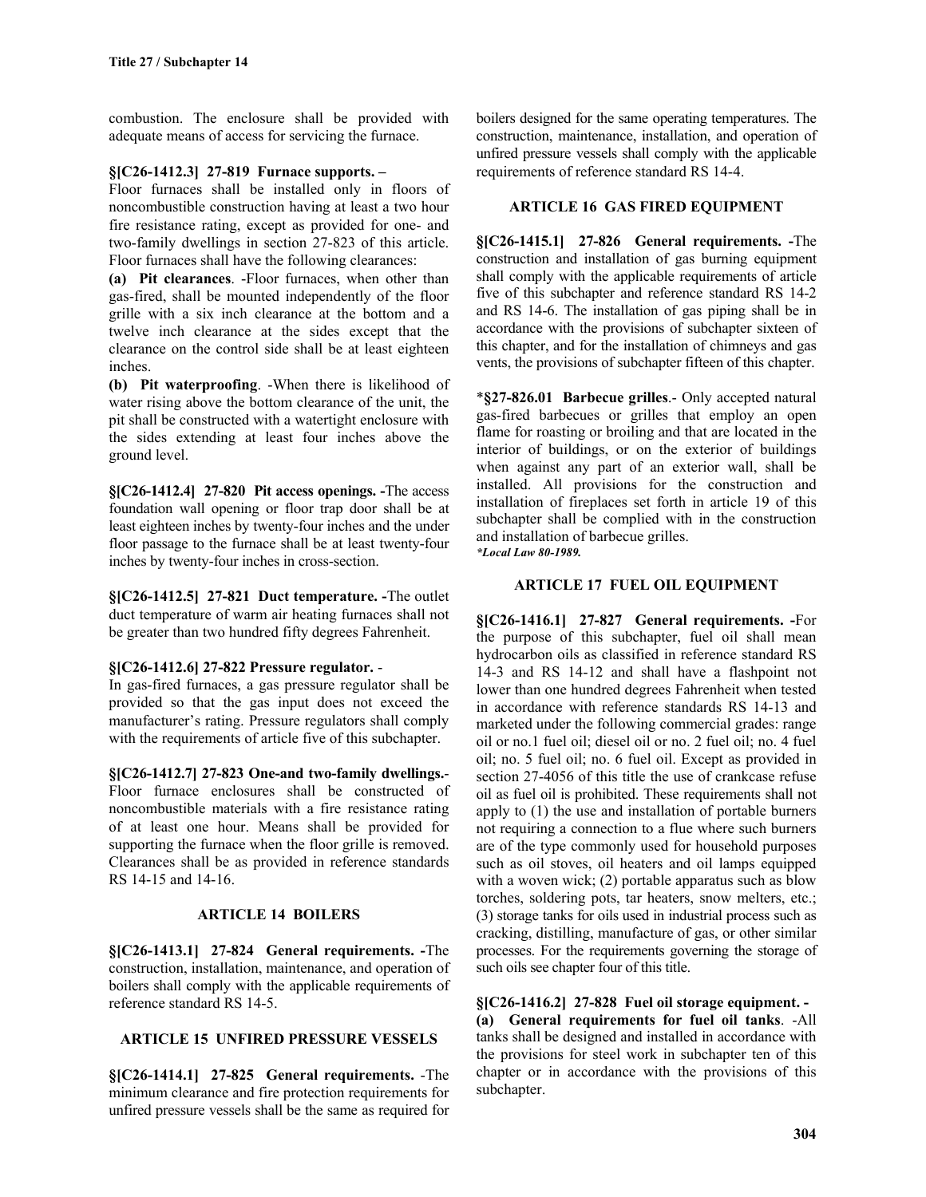combustion. The enclosure shall be provided with adequate means of access for servicing the furnace.

**§[C26-1412.3] 27-819 Furnace supports. –**
Floor furnaces shall be installed only in floors of noncombustible construction having at least a two hour fire resistance rating, except as provided for one- and two-family dwellings in section 27-823 of this article. Floor furnaces shall have the following clearances:

**(a) Pit clearances**. -Floor furnaces, when other than gas-fired, shall be mounted independently of the floor grille with a six inch clearance at the bottom and a twelve inch clearance at the sides except that the clearance on the control side shall be at least eighteen inches.

**(b) Pit waterproofing**. -When there is likelihood of water rising above the bottom clearance of the unit, the pit shall be constructed with a watertight enclosure with the sides extending at least four inches above the ground level.

**§[C26-1412.4] 27-820 Pit access openings. -**The access foundation wall opening or floor trap door shall be at least eighteen inches by twenty-four inches and the under floor passage to the furnace shall be at least twenty-four inches by twenty-four inches in cross-section.

**§[C26-1412.5] 27-821 Duct temperature. -**The outlet duct temperature of warm air heating furnaces shall not be greater than two hundred fifty degrees Fahrenheit.

**§[C26-1412.6] 27-822 Pressure regulator.** -
In gas-fired furnaces, a gas pressure regulator shall be provided so that the gas input does not exceed the manufacturer's rating. Pressure regulators shall comply with the requirements of article five of this subchapter.

**§[C26-1412.7] 27-823 One-and two-family dwellings.**-
Floor furnace enclosures shall be constructed of noncombustible materials with a fire resistance rating of at least one hour. Means shall be provided for supporting the furnace when the floor grille is removed. Clearances shall be as provided in reference standards RS 14-15 and 14-16.

## ARTICLE 14 BOILERS

**§[C26-1413.1] 27-824 General requirements. -**The construction, installation, maintenance, and operation of boilers shall comply with the applicable requirements of reference standard RS 14-5.

## ARTICLE 15 UNFIRED PRESSURE VESSELS

**§[C26-1414.1] 27-825 General requirements.** -The minimum clearance and fire protection requirements for unfired pressure vessels shall be the same as required for boilers designed for the same operating temperatures. The construction, maintenance, installation, and operation of unfired pressure vessels shall comply with the applicable requirements of reference standard RS 14-4.

## ARTICLE 16 GAS FIRED EQUIPMENT

**§[C26-1415.1] 27-826 General requirements. -**The construction and installation of gas burning equipment shall comply with the applicable requirements of article five of this subchapter and reference standard RS 14-2 and RS 14-6. The installation of gas piping shall be in accordance with the provisions of subchapter sixteen of this chapter, and for the installation of chimneys and gas vents, the provisions of subchapter fifteen of this chapter.

\***§27-826.01 Barbecue grilles**.- Only accepted natural gas-fired barbecues or grilles that employ an open flame for roasting or broiling and that are located in the interior of buildings, or on the exterior of buildings when against any part of an exterior wall, shall be installed. All provisions for the construction and installation of fireplaces set forth in article 19 of this subchapter shall be complied with in the construction and installation of barbecue grilles.
***Local Law 80-1989.***

## ARTICLE 17 FUEL OIL EQUIPMENT

**§[C26-1416.1] 27-827 General requirements. -**For the purpose of this subchapter, fuel oil shall mean hydrocarbon oils as classified in reference standard RS 14-3 and RS 14-12 and shall have a flashpoint not lower than one hundred degrees Fahrenheit when tested in accordance with reference standards RS 14-13 and marketed under the following commercial grades: range oil or no.1 fuel oil; diesel oil or no. 2 fuel oil; no. 4 fuel oil; no. 5 fuel oil; no. 6 fuel oil. Except as provided in section 27-4056 of this title the use of crankcase refuse oil as fuel oil is prohibited. These requirements shall not apply to (1) the use and installation of portable burners not requiring a connection to a flue where such burners are of the type commonly used for household purposes such as oil stoves, oil heaters and oil lamps equipped with a woven wick; (2) portable apparatus such as blow torches, soldering pots, tar heaters, snow melters, etc.; (3) storage tanks for oils used in industrial process such as cracking, distilling, manufacture of gas, or other similar processes. For the requirements governing the storage of such oils see chapter four of this title.

**§[C26-1416.2] 27-828 Fuel oil storage equipment. -**
**(a) General requirements for fuel oil tanks**. -All tanks shall be designed and installed in accordance with the provisions for steel work in subchapter ten of this chapter or in accordance with the provisions of this subchapter.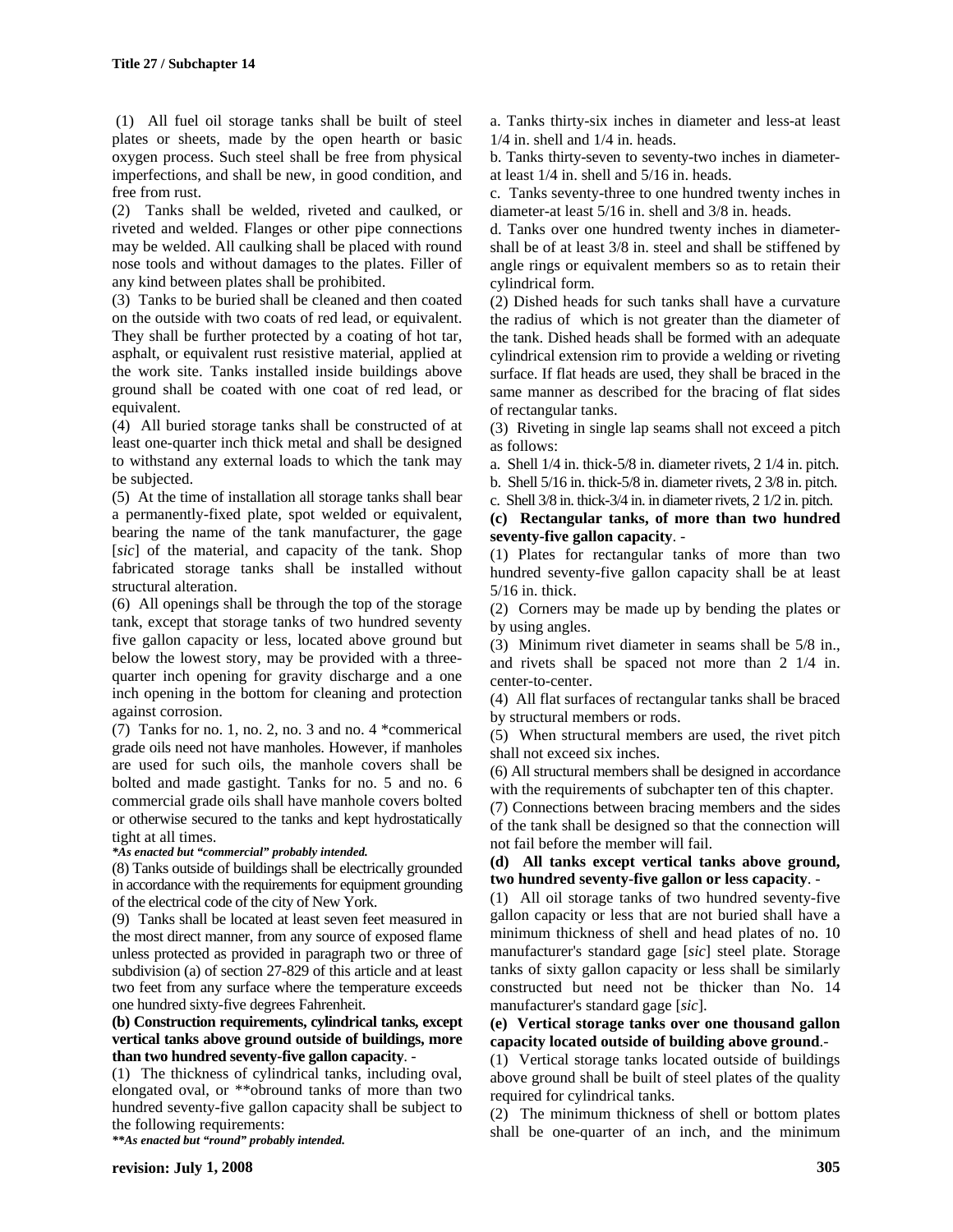(1) All fuel oil storage tanks shall be built of steel plates or sheets, made by the open hearth or basic oxygen process. Such steel shall be free from physical imperfections, and shall be new, in good condition, and free from rust.

(2) Tanks shall be welded, riveted and caulked, or riveted and welded. Flanges or other pipe connections may be welded. All caulking shall be placed with round nose tools and without damages to the plates. Filler of any kind between plates shall be prohibited.

(3) Tanks to be buried shall be cleaned and then coated on the outside with two coats of red lead, or equivalent. They shall be further protected by a coating of hot tar, asphalt, or equivalent rust resistive material, applied at the work site. Tanks installed inside buildings above ground shall be coated with one coat of red lead, or equivalent.

(4) All buried storage tanks shall be constructed of at least one-quarter inch thick metal and shall be designed to withstand any external loads to which the tank may be subjected.

(5) At the time of installation all storage tanks shall bear a permanently-fixed plate, spot welded or equivalent, bearing the name of the tank manufacturer, the gage [*sic*] of the material, and capacity of the tank. Shop fabricated storage tanks shall be installed without structural alteration.

(6) All openings shall be through the top of the storage tank, except that storage tanks of two hundred seventy five gallon capacity or less, located above ground but below the lowest story, may be provided with a three-quarter inch opening for gravity discharge and a one inch opening in the bottom for cleaning and protection against corrosion.

(7) Tanks for no. 1, no. 2, no. 3 and no. 4 *commerical grade oils need not have manholes. However, if manholes are used for such oils, the manhole covers shall be bolted and made gastight. Tanks for no. 5 and no. 6 commercial grade oils shall have manhole covers bolted or otherwise secured to the tanks and kept hydrostatically tight at all times.

***As enacted but "commercial" probably intended.***

(8) Tanks outside of buildings shall be electrically grounded in accordance with the requirements for equipment grounding of the electrical code of the city of New York.

(9) Tanks shall be located at least seven feet measured in the most direct manner, from any source of exposed flame unless protected as provided in paragraph two or three of subdivision (a) of section 27-829 of this article and at least two feet from any surface where the temperature exceeds one hundred sixty-five degrees Fahrenheit.

**(b) Construction requirements, cylindrical tanks, except vertical tanks above ground outside of buildings, more than two hundred seventy-five gallon capacity**. -

(1) The thickness of cylindrical tanks, including oval, elongated oval, or **obround tanks of more than two hundred seventy-five gallon capacity shall be subject to the following requirements:

***\*As enacted but "round" probably intended.***

a. Tanks thirty-six inches in diameter and less-at least 1/4 in. shell and 1/4 in. heads.

b. Tanks thirty-seven to seventy-two inches in diameter-at least 1/4 in. shell and 5/16 in. heads.

c. Tanks seventy-three to one hundred twenty inches in diameter-at least 5/16 in. shell and 3/8 in. heads.

d. Tanks over one hundred twenty inches in diameter-shall be of at least 3/8 in. steel and shall be stiffened by angle rings or equivalent members so as to retain their cylindrical form.

(2) Dished heads for such tanks shall have a curvature the radius of which is not greater than the diameter of the tank. Dished heads shall be formed with an adequate cylindrical extension rim to provide a welding or riveting surface. If flat heads are used, they shall be braced in the same manner as described for the bracing of flat sides of rectangular tanks.

(3) Riveting in single lap seams shall not exceed a pitch as follows:

a. Shell 1/4 in. thick-5/8 in. diameter rivets, 2 1/4 in. pitch.

b. Shell 5/16 in. thick-5/8 in. diameter rivets, 2 3/8 in. pitch.

c. Shell 3/8 in. thick-3/4 in. in diameter rivets, 2 1/2 in. pitch.

**(c) Rectangular tanks, of more than two hundred seventy-five gallon capacity**. -

(1) Plates for rectangular tanks of more than two hundred seventy-five gallon capacity shall be at least 5/16 in. thick.

(2) Corners may be made up by bending the plates or by using angles.

(3) Minimum rivet diameter in seams shall be 5/8 in., and rivets shall be spaced not more than 2 1/4 in. center-to-center.

(4) All flat surfaces of rectangular tanks shall be braced by structural members or rods.

(5) When structural members are used, the rivet pitch shall not exceed six inches.

(6) All structural members shall be designed in accordance with the requirements of subchapter ten of this chapter.

(7) Connections between bracing members and the sides of the tank shall be designed so that the connection will not fail before the member will fail.

**(d) All tanks except vertical tanks above ground, two hundred seventy-five gallon or less capacity**. -

(1) All oil storage tanks of two hundred seventy-five gallon capacity or less that are not buried shall have a minimum thickness of shell and head plates of no. 10 manufacturer's standard gage [*sic*] steel plate. Storage tanks of sixty gallon capacity or less shall be similarly constructed but need not be thicker than No. 14 manufacturer's standard gage [*sic*].

**(e) Vertical storage tanks over one thousand gallon capacity located outside of building above ground**.-

(1) Vertical storage tanks located outside of buildings above ground shall be built of steel plates of the quality required for cylindrical tanks.

(2) The minimum thickness of shell or bottom plates shall be one-quarter of an inch, and the minimum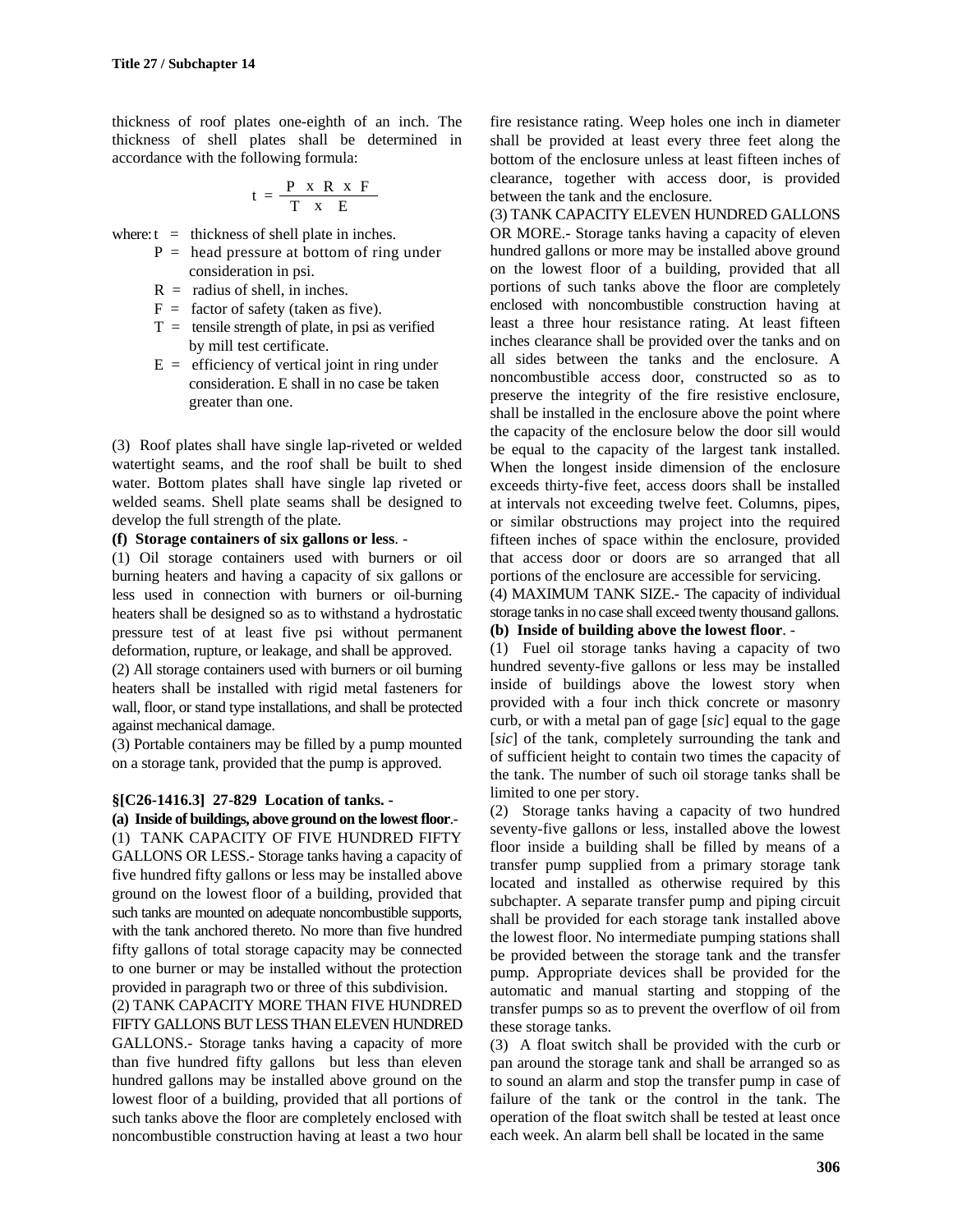thickness of roof plates one-eighth of an inch. The thickness of shell plates shall be determined in accordance with the following formula:

$$t = \frac{P \times R \times F}{T \times E}$$

where:
- t = thickness of shell plate in inches.
- P = head pressure at bottom of ring under consideration in psi.
- R = radius of shell, in inches.
- F = factor of safety (taken as five).
- T = tensile strength of plate, in psi as verified by mill test certificate.
- E = efficiency of vertical joint in ring under consideration. E shall in no case be taken greater than one.

(3) Roof plates shall have single lap-riveted or welded watertight seams, and the roof shall be built to shed water. Bottom plates shall have single lap riveted or welded seams. Shell plate seams shall be designed to develop the full strength of the plate.

**(f) Storage containers of six gallons or less**. -

(1) Oil storage containers used with burners or oil burning heaters and having a capacity of six gallons or less used in connection with burners or oil-burning heaters shall be designed so as to withstand a hydrostatic pressure test of at least five psi without permanent deformation, rupture, or leakage, and shall be approved.

(2) All storage containers used with burners or oil burning heaters shall be installed with rigid metal fasteners for wall, floor, or stand type installations, and shall be protected against mechanical damage.

(3) Portable containers may be filled by a pump mounted on a storage tank, provided that the pump is approved.

### §[C26-1416.3] 27-829 Location of tanks. -

**(a) Inside of buildings, above ground on the lowest floor**.-

(1) TANK CAPACITY OF FIVE HUNDRED FIFTY GALLONS OR LESS.- Storage tanks having a capacity of five hundred fifty gallons or less may be installed above ground on the lowest floor of a building, provided that such tanks are mounted on adequate noncombustible supports, with the tank anchored thereto. No more than five hundred fifty gallons of total storage capacity may be connected to one burner or may be installed without the protection provided in paragraph two or three of this subdivision.

(2) TANK CAPACITY MORE THAN FIVE HUNDRED FIFTY GALLONS BUT LESS THAN ELEVEN HUNDRED GALLONS.- Storage tanks having a capacity of more than five hundred fifty gallons but less than eleven hundred gallons may be installed above ground on the lowest floor of a building, provided that all portions of such tanks above the floor are completely enclosed with noncombustible construction having at least a two hour fire resistance rating. Weep holes one inch in diameter shall be provided at least every three feet along the bottom of the enclosure unless at least fifteen inches of clearance, together with access door, is provided between the tank and the enclosure.

(3) TANK CAPACITY ELEVEN HUNDRED GALLONS OR MORE.- Storage tanks having a capacity of eleven hundred gallons or more may be installed above ground on the lowest floor of a building, provided that all portions of such tanks above the floor are completely enclosed with noncombustible construction having at least a three hour resistance rating. At least fifteen inches clearance shall be provided over the tanks and on all sides between the tanks and the enclosure. A noncombustible access door, constructed so as to preserve the integrity of the fire resistive enclosure, shall be installed in the enclosure above the point where the capacity of the enclosure below the door sill would be equal to the capacity of the largest tank installed. When the longest inside dimension of the enclosure exceeds thirty-five feet, access doors shall be installed at intervals not exceeding twelve feet. Columns, pipes, or similar obstructions may project into the required fifteen inches of space within the enclosure, provided that access door or doors are so arranged that all portions of the enclosure are accessible for servicing.

(4) MAXIMUM TANK SIZE.- The capacity of individual storage tanks in no case shall exceed twenty thousand gallons.

**(b) Inside of building above the lowest floor**. -

(1) Fuel oil storage tanks having a capacity of two hundred seventy-five gallons or less may be installed inside of buildings above the lowest story when provided with a four inch thick concrete or masonry curb, or with a metal pan of gage [*sic*] equal to the gage [*sic*] of the tank, completely surrounding the tank and of sufficient height to contain two times the capacity of the tank. The number of such oil storage tanks shall be limited to one per story.

(2) Storage tanks having a capacity of two hundred seventy-five gallons or less, installed above the lowest floor inside a building shall be filled by means of a transfer pump supplied from a primary storage tank located and installed as otherwise required by this subchapter. A separate transfer pump and piping circuit shall be provided for each storage tank installed above the lowest floor. No intermediate pumping stations shall be provided between the storage tank and the transfer pump. Appropriate devices shall be provided for the automatic and manual starting and stopping of the transfer pumps so as to prevent the overflow of oil from these storage tanks.

(3) A float switch shall be provided with the curb or pan around the storage tank and shall be arranged so as to sound an alarm and stop the transfer pump in case of failure of the tank or the control in the tank. The operation of the float switch shall be tested at least once each week. An alarm bell shall be located in the same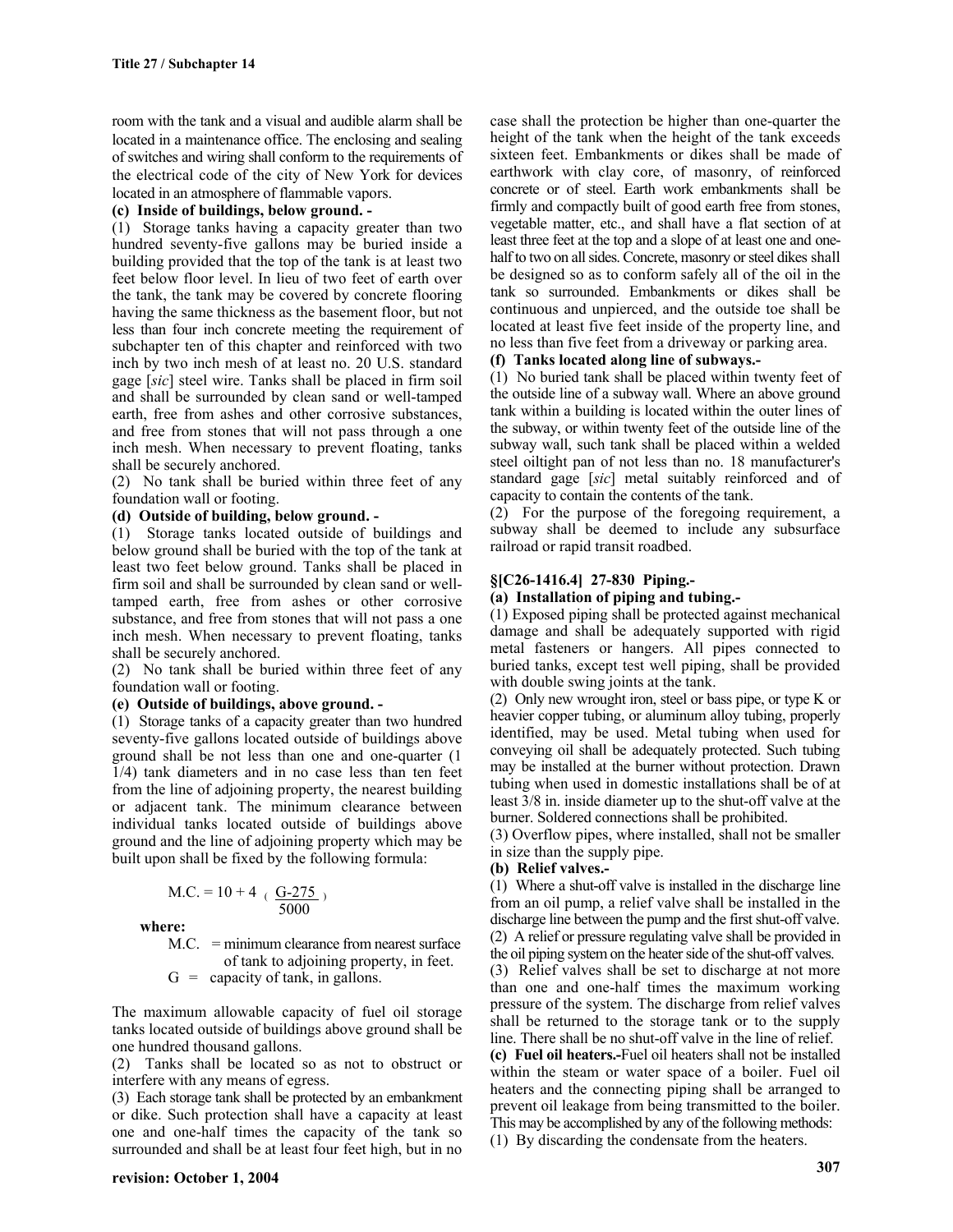room with the tank and a visual and audible alarm shall be located in a maintenance office. The enclosing and sealing of switches and wiring shall conform to the requirements of the electrical code of the city of New York for devices located in an atmosphere of flammable vapors.

**(c) Inside of buildings, below ground. -**

(1) Storage tanks having a capacity greater than two hundred seventy-five gallons may be buried inside a building provided that the top of the tank is at least two feet below floor level. In lieu of two feet of earth over the tank, the tank may be covered by concrete flooring having the same thickness as the basement floor, but not less than four inch concrete meeting the requirement of subchapter ten of this chapter and reinforced with two inch by two inch mesh of at least no. 20 U.S. standard gage [*sic*] steel wire. Tanks shall be placed in firm soil and shall be surrounded by clean sand or well-tamped earth, free from ashes and other corrosive substances, and free from stones that will not pass through a one inch mesh. When necessary to prevent floating, tanks shall be securely anchored.

(2) No tank shall be buried within three feet of any foundation wall or footing.

**(d) Outside of building, below ground. -**

(1) Storage tanks located outside of buildings and below ground shall be buried with the top of the tank at least two feet below ground. Tanks shall be placed in firm soil and shall be surrounded by clean sand or well-tamped earth, free from ashes or other corrosive substance, and free from stones that will not pass a one inch mesh. When necessary to prevent floating, tanks shall be securely anchored.

(2) No tank shall be buried within three feet of any foundation wall or footing.

**(e) Outside of buildings, above ground. -**

(1) Storage tanks of a capacity greater than two hundred seventy-five gallons located outside of buildings above ground shall be not less than one and one-quarter (1 1/4) tank diameters and in no case less than ten feet from the line of adjoining property, the nearest building or adjacent tank. The minimum clearance between individual tanks located outside of buildings above ground and the line of adjoining property which may be built upon shall be fixed by the following formula:

$$M.C. = 10 + 4 \left( \frac{G-275}{5000} \right)$$

**where:**

M.C. = minimum clearance from nearest surface of tank to adjoining property, in feet.

G = capacity of tank, in gallons.

The maximum allowable capacity of fuel oil storage tanks located outside of buildings above ground shall be one hundred thousand gallons.

(2) Tanks shall be located so as not to obstruct or interfere with any means of egress.

(3) Each storage tank shall be protected by an embankment or dike. Such protection shall have a capacity at least one and one-half times the capacity of the tank so surrounded and shall be at least four feet high, but in no case shall the protection be higher than one-quarter the height of the tank when the height of the tank exceeds sixteen feet. Embankments or dikes shall be made of earthwork with clay core, of masonry, of reinforced concrete or of steel. Earth work embankments shall be firmly and compactly built of good earth free from stones, vegetable matter, etc., and shall have a flat section of at least three feet at the top and a slope of at least one and one-half to two on all sides. Concrete, masonry or steel dikes shall be designed so as to conform safely all of the oil in the tank so surrounded. Embankments or dikes shall be continuous and unpierced, and the outside toe shall be located at least five feet inside of the property line, and no less than five feet from a driveway or parking area.

**(f) Tanks located along line of subways.-**

(1) No buried tank shall be placed within twenty feet of the outside line of a subway wall. Where an above ground tank within a building is located within the outer lines of the subway, or within twenty feet of the outside line of the subway wall, such tank shall be placed within a welded steel oiltight pan of not less than no. 18 manufacturer's standard gage [*sic*] metal suitably reinforced and of capacity to contain the contents of the tank.

(2) For the purpose of the foregoing requirement, a subway shall be deemed to include any subsurface railroad or rapid transit roadbed.

### §[C26-1416.4] 27-830 Piping.-

**(a) Installation of piping and tubing.-**

(1) Exposed piping shall be protected against mechanical damage and shall be adequately supported with rigid metal fasteners or hangers. All pipes connected to buried tanks, except test well piping, shall be provided with double swing joints at the tank.

(2) Only new wrought iron, steel or bass pipe, or type K or heavier copper tubing, or aluminum alloy tubing, properly identified, may be used. Metal tubing when used for conveying oil shall be adequately protected. Such tubing may be installed at the burner without protection. Drawn tubing when used in domestic installations shall be of at least 3/8 in. inside diameter up to the shut-off valve at the burner. Soldered connections shall be prohibited.

(3) Overflow pipes, where installed, shall not be smaller in size than the supply pipe.

**(b) Relief valves.-**

(1) Where a shut-off valve is installed in the discharge line from an oil pump, a relief valve shall be installed in the discharge line between the pump and the first shut-off valve.

(2) A relief or pressure regulating valve shall be provided in the oil piping system on the heater side of the shut-off valves.

(3) Relief valves shall be set to discharge at not more than one and one-half times the maximum working pressure of the system. The discharge from relief valves shall be returned to the storage tank or to the supply line. There shall be no shut-off valve in the line of relief.

**(c) Fuel oil heaters.-**Fuel oil heaters shall not be installed within the steam or water space of a boiler. Fuel oil heaters and the connecting piping shall be arranged to prevent oil leakage from being transmitted to the boiler. This may be accomplished by any of the following methods:

(1) By discarding the condensate from the heaters.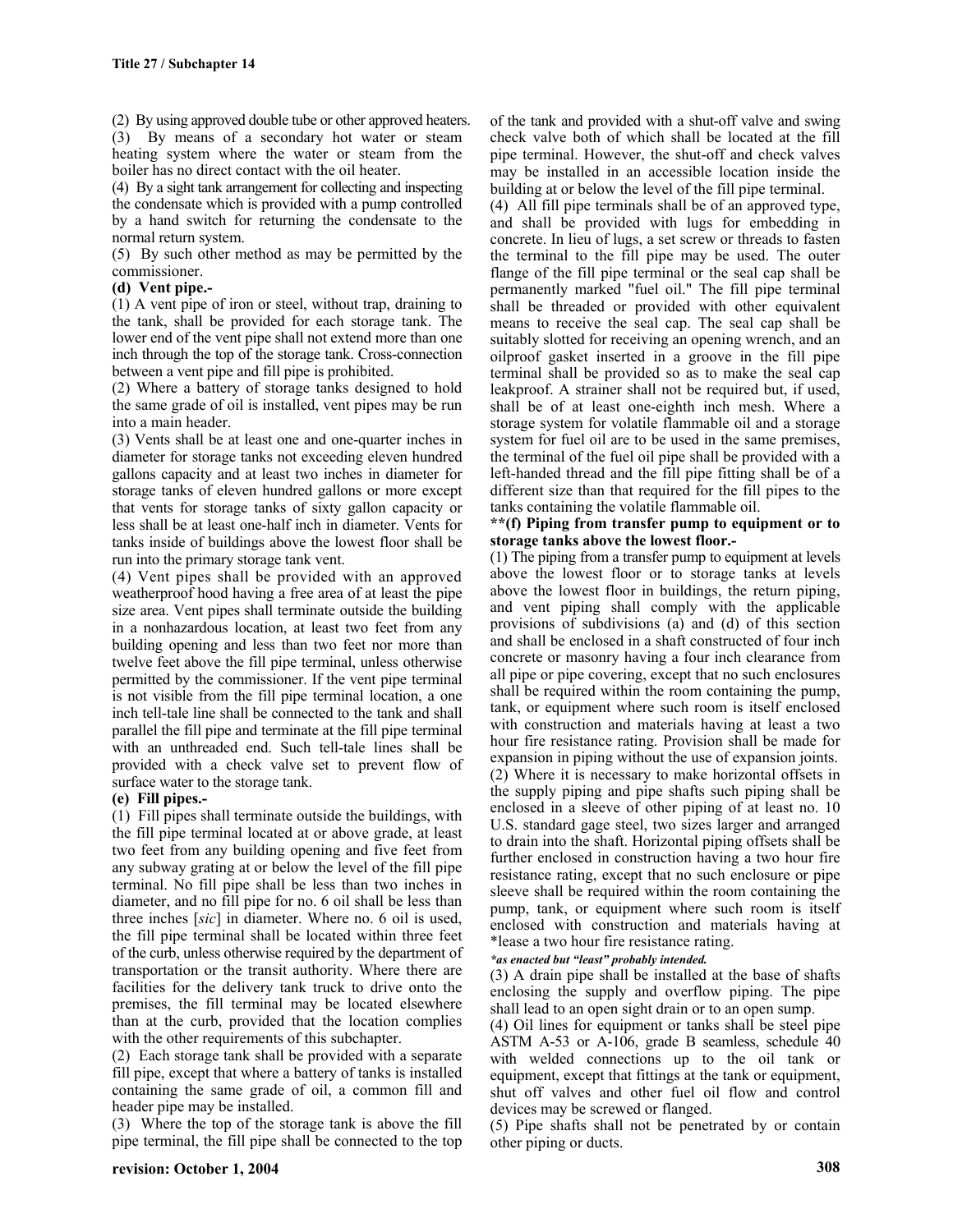(2) By using approved double tube or other approved heaters.

(3) By means of a secondary hot water or steam heating system where the water or steam from the boiler has no direct contact with the oil heater.

(4) By a sight tank arrangement for collecting and inspecting the condensate which is provided with a pump controlled by a hand switch for returning the condensate to the normal return system.

(5) By such other method as may be permitted by the commissioner.

**(d) Vent pipe.-**

(1) A vent pipe of iron or steel, without trap, draining to the tank, shall be provided for each storage tank. The lower end of the vent pipe shall not extend more than one inch through the top of the storage tank. Cross-connection between a vent pipe and fill pipe is prohibited.

(2) Where a battery of storage tanks designed to hold the same grade of oil is installed, vent pipes may be run into a main header.

(3) Vents shall be at least one and one-quarter inches in diameter for storage tanks not exceeding eleven hundred gallons capacity and at least two inches in diameter for storage tanks of eleven hundred gallons or more except that vents for storage tanks of sixty gallon capacity or less shall be at least one-half inch in diameter. Vents for tanks inside of buildings above the lowest floor shall be run into the primary storage tank vent.

(4) Vent pipes shall be provided with an approved weatherproof hood having a free area of at least the pipe size area. Vent pipes shall terminate outside the building in a nonhazardous location, at least two feet from any building opening and less than two feet nor more than twelve feet above the fill pipe terminal, unless otherwise permitted by the commissioner. If the vent pipe terminal is not visible from the fill pipe terminal location, a one inch tell-tale line shall be connected to the tank and shall parallel the fill pipe and terminate at the fill pipe terminal with an unthreaded end. Such tell-tale lines shall be provided with a check valve set to prevent flow of surface water to the storage tank.

**(e) Fill pipes.-**

(1) Fill pipes shall terminate outside the buildings, with the fill pipe terminal located at or above grade, at least two feet from any building opening and five feet from any subway grating at or below the level of the fill pipe terminal. No fill pipe shall be less than two inches in diameter, and no fill pipe for no. 6 oil shall be less than three inches [*sic*] in diameter. Where no. 6 oil is used, the fill pipe terminal shall be located within three feet of the curb, unless otherwise required by the department of transportation or the transit authority. Where there are facilities for the delivery tank truck to drive onto the premises, the fill terminal may be located elsewhere than at the curb, provided that the location complies with the other requirements of this subchapter.

(2) Each storage tank shall be provided with a separate fill pipe, except that where a battery of tanks is installed containing the same grade of oil, a common fill and header pipe may be installed.

(3) Where the top of the storage tank is above the fill pipe terminal, the fill pipe shall be connected to the top of the tank and provided with a shut-off valve and swing check valve both of which shall be located at the fill pipe terminal. However, the shut-off and check valves may be installed in an accessible location inside the building at or below the level of the fill pipe terminal.

(4) All fill pipe terminals shall be of an approved type, and shall be provided with lugs for embedding in concrete. In lieu of lugs, a set screw or threads to fasten the terminal to the fill pipe may be used. The outer flange of the fill pipe terminal or the seal cap shall be permanently marked "fuel oil." The fill pipe terminal shall be threaded or provided with other equivalent means to receive the seal cap. The seal cap shall be suitably slotted for receiving an opening wrench, and an oilproof gasket inserted in a groove in the fill pipe terminal shall be provided so as to make the seal cap leakproof. A strainer shall not be required but, if used, shall be of at least one-eighth inch mesh. Where a storage system for volatile flammable oil and a storage system for fuel oil are to be used in the same premises, the terminal of the fuel oil pipe shall be provided with a left-handed thread and the fill pipe fitting shall be of a different size than that required for the fill pipes to the tanks containing the volatile flammable oil.

**\*\*(f) Piping from transfer pump to equipment or to storage tanks above the lowest floor.-**

(1) The piping from a transfer pump to equipment at levels above the lowest floor or to storage tanks at levels above the lowest floor in buildings, the return piping, and vent piping shall comply with the applicable provisions of subdivisions (a) and (d) of this section and shall be enclosed in a shaft constructed of four inch concrete or masonry having a four inch clearance from all pipe or pipe covering, except that no such enclosures shall be required within the room containing the pump, tank, or equipment where such room is itself enclosed with construction and materials having at least a two hour fire resistance rating. Provision shall be made for expansion in piping without the use of expansion joints.

(2) Where it is necessary to make horizontal offsets in the supply piping and pipe shafts such piping shall be enclosed in a sleeve of other piping of at least no. 10 U.S. standard gage steel, two sizes larger and arranged to drain into the shaft. Horizontal piping offsets shall be further enclosed in construction having a two hour fire resistance rating, except that no such enclosure or pipe sleeve shall be required within the room containing the pump, tank, or equipment where such room is itself enclosed with construction and materials having at \*lease a two hour fire resistance rating.

***\*as enacted but "least" probably intended.***

(3) A drain pipe shall be installed at the base of shafts enclosing the supply and overflow piping. The pipe shall lead to an open sight drain or to an open sump.

(4) Oil lines for equipment or tanks shall be steel pipe ASTM A-53 or A-106, grade B seamless, schedule 40 with welded connections up to the oil tank or equipment, except that fittings at the tank or equipment, shut off valves and other fuel oil flow and control devices may be screwed or flanged.

(5) Pipe shafts shall not be penetrated by or contain other piping or ducts.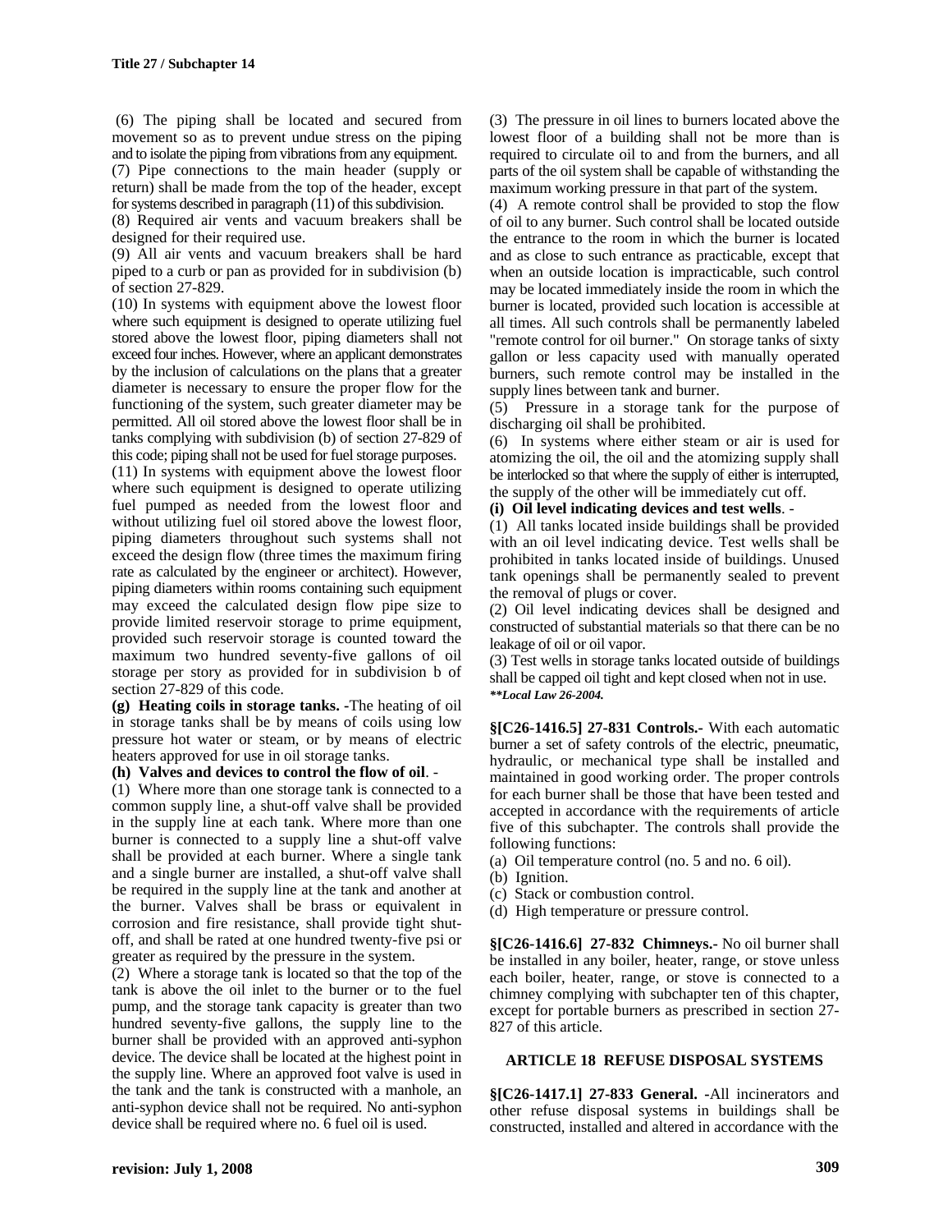(6) The piping shall be located and secured from movement so as to prevent undue stress on the piping and to isolate the piping from vibrations from any equipment.

(7) Pipe connections to the main header (supply or return) shall be made from the top of the header, except for systems described in paragraph (11) of this subdivision.

(8) Required air vents and vacuum breakers shall be designed for their required use.

(9) All air vents and vacuum breakers shall be hard piped to a curb or pan as provided for in subdivision (b) of section 27-829.

(10) In systems with equipment above the lowest floor where such equipment is designed to operate utilizing fuel stored above the lowest floor, piping diameters shall not exceed four inches. However, where an applicant demonstrates by the inclusion of calculations on the plans that a greater diameter is necessary to ensure the proper flow for the functioning of the system, such greater diameter may be permitted. All oil stored above the lowest floor shall be in tanks complying with subdivision (b) of section 27-829 of this code; piping shall not be used for fuel storage purposes.

(11) In systems with equipment above the lowest floor where such equipment is designed to operate utilizing fuel pumped as needed from the lowest floor and without utilizing fuel oil stored above the lowest floor, piping diameters throughout such systems shall not exceed the design flow (three times the maximum firing rate as calculated by the engineer or architect). However, piping diameters within rooms containing such equipment may exceed the calculated design flow pipe size to provide limited reservoir storage to prime equipment, provided such reservoir storage is counted toward the maximum two hundred seventy-five gallons of oil storage per story as provided for in subdivision b of section 27-829 of this code.

**(g) Heating coils in storage tanks.** -The heating of oil in storage tanks shall be by means of coils using low pressure hot water or steam, or by means of electric heaters approved for use in oil storage tanks.

**(h) Valves and devices to control the flow of oil**. -

(1) Where more than one storage tank is connected to a common supply line, a shut-off valve shall be provided in the supply line at each tank. Where more than one burner is connected to a supply line a shut-off valve shall be provided at each burner. Where a single tank and a single burner are installed, a shut-off valve shall be required in the supply line at the tank and another at the burner. Valves shall be brass or equivalent in corrosion and fire resistance, shall provide tight shut-off, and shall be rated at one hundred twenty-five psi or greater as required by the pressure in the system.

(2) Where a storage tank is located so that the top of the tank is above the oil inlet to the burner or to the fuel pump, and the storage tank capacity is greater than two hundred seventy-five gallons, the supply line to the burner shall be provided with an approved anti-syphon device. The device shall be located at the highest point in the supply line. Where an approved foot valve is used in the tank and the tank is constructed with a manhole, an anti-syphon device shall not be required. No anti-syphon device shall be required where no. 6 fuel oil is used.

(3) The pressure in oil lines to burners located above the lowest floor of a building shall not be more than is required to circulate oil to and from the burners, and all parts of the oil system shall be capable of withstanding the maximum working pressure in that part of the system.

(4) A remote control shall be provided to stop the flow of oil to any burner. Such control shall be located outside the entrance to the room in which the burner is located and as close to such entrance as practicable, except that when an outside location is impracticable, such control may be located immediately inside the room in which the burner is located, provided such location is accessible at all times. All such controls shall be permanently labeled "remote control for oil burner." On storage tanks of sixty gallon or less capacity used with manually operated burners, such remote control may be installed in the supply lines between tank and burner.

(5) Pressure in a storage tank for the purpose of discharging oil shall be prohibited.

(6) In systems where either steam or air is used for atomizing the oil, the oil and the atomizing supply shall be interlocked so that where the supply of either is interrupted, the supply of the other will be immediately cut off.

**(i) Oil level indicating devices and test wells**. -

(1) All tanks located inside buildings shall be provided with an oil level indicating device. Test wells shall be prohibited in tanks located inside of buildings. Unused tank openings shall be permanently sealed to prevent the removal of plugs or cover.

(2) Oil level indicating devices shall be designed and constructed of substantial materials so that there can be no leakage of oil or oil vapor.

(3) Test wells in storage tanks located outside of buildings shall be capped oil tight and kept closed when not in use.

***\*\*Local Law 26-2004.***

**§[C26-1416.5] 27-831 Controls.**- With each automatic burner a set of safety controls of the electric, pneumatic, hydraulic, or mechanical type shall be installed and maintained in good working order. The proper controls for each burner shall be those that have been tested and accepted in accordance with the requirements of article five of this subchapter. The controls shall provide the following functions:

(a) Oil temperature control (no. 5 and no. 6 oil).

(b) Ignition.

(c) Stack or combustion control.

(d) High temperature or pressure control.

**§[C26-1416.6] 27-832 Chimneys.**- No oil burner shall be installed in any boiler, heater, range, or stove unless each boiler, heater, range, or stove is connected to a chimney complying with subchapter ten of this chapter, except for portable burners as prescribed in section 27-827 of this article.

## ARTICLE 18 REFUSE DISPOSAL SYSTEMS

**§[C26-1417.1] 27-833 General.** -All incinerators and other refuse disposal systems in buildings shall be constructed, installed and altered in accordance with the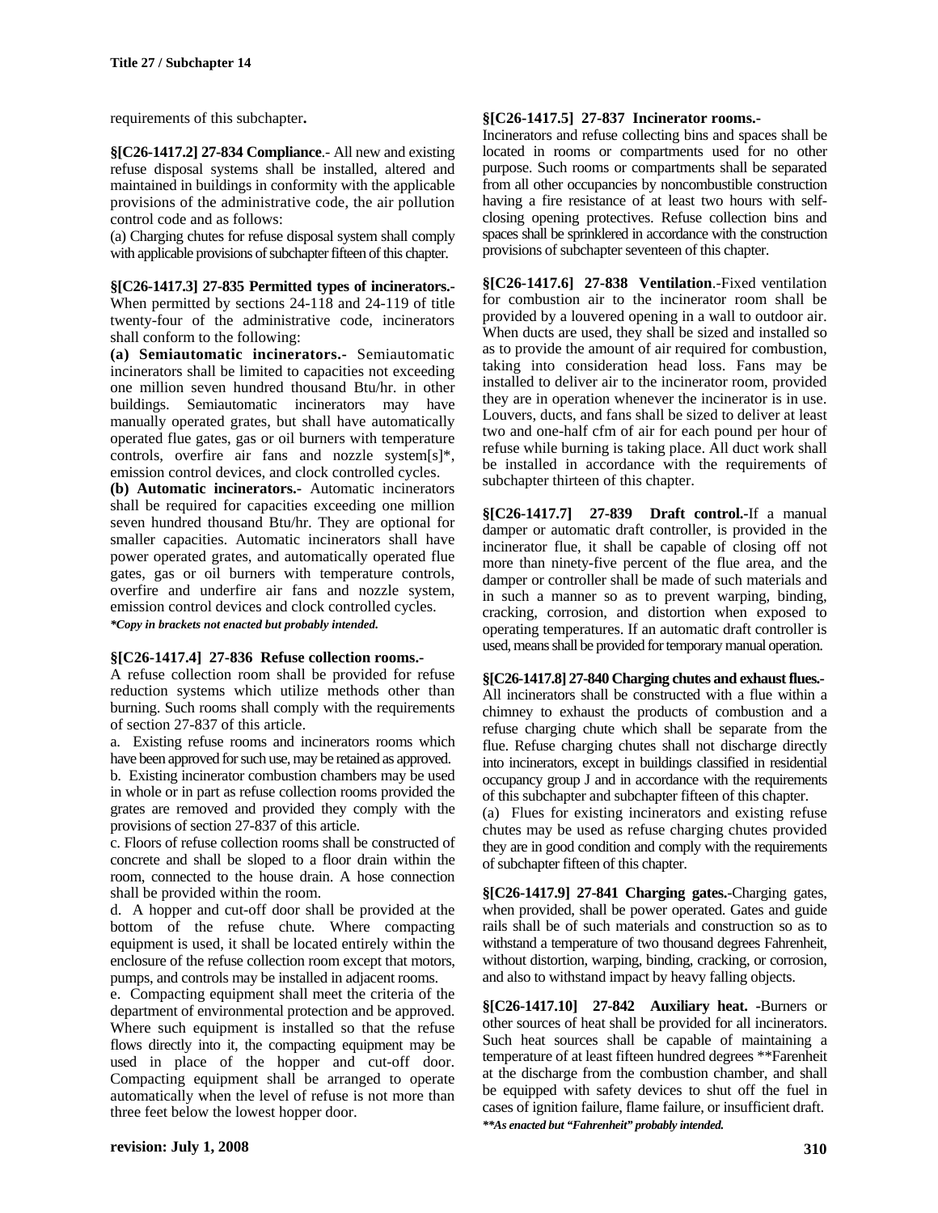requirements of this subchapter**.**

**§[C26-1417.2] 27-834 Compliance**.- All new and existing refuse disposal systems shall be installed, altered and maintained in buildings in conformity with the applicable provisions of the administrative code, the air pollution control code and as follows:

(a) Charging chutes for refuse disposal system shall comply with applicable provisions of subchapter fifteen of this chapter.

**§[C26-1417.3] 27-835 Permitted types of incinerators.-** When permitted by sections 24-118 and 24-119 of title twenty-four of the administrative code, incinerators shall conform to the following:

**(a) Semiautomatic incinerators.-** Semiautomatic incinerators shall be limited to capacities not exceeding one million seven hundred thousand Btu/hr. in other buildings. Semiautomatic incinerators may have manually operated grates, but shall have automatically operated flue gates, gas or oil burners with temperature controls, overfire air fans and nozzle system[s]*, emission control devices, and clock controlled cycles.

**(b) Automatic incinerators.-** Automatic incinerators shall be required for capacities exceeding one million seven hundred thousand Btu/hr. They are optional for smaller capacities. Automatic incinerators shall have power operated grates, and automatically operated flue gates, gas or oil burners with temperature controls, overfire and underfire air fans and nozzle system, emission control devices and clock controlled cycles.

***Copy in brackets not enacted but probably intended.***

**§[C26-1417.4] 27-836 Refuse collection rooms.-**

A refuse collection room shall be provided for refuse reduction systems which utilize methods other than burning. Such rooms shall comply with the requirements of section 27-837 of this article.

a. Existing refuse rooms and incinerators rooms which have been approved for such use, may be retained as approved.

b. Existing incinerator combustion chambers may be used in whole or in part as refuse collection rooms provided the grates are removed and provided they comply with the provisions of section 27-837 of this article.

c. Floors of refuse collection rooms shall be constructed of concrete and shall be sloped to a floor drain within the room, connected to the house drain. A hose connection shall be provided within the room.

d. A hopper and cut-off door shall be provided at the bottom of the refuse chute. Where compacting equipment is used, it shall be located entirely within the enclosure of the refuse collection room except that motors, pumps, and controls may be installed in adjacent rooms.

e. Compacting equipment shall meet the criteria of the department of environmental protection and be approved. Where such equipment is installed so that the refuse flows directly into it, the compacting equipment may be used in place of the hopper and cut-off door. Compacting equipment shall be arranged to operate automatically when the level of refuse is not more than three feet below the lowest hopper door.

**§[C26-1417.5] 27-837 Incinerator rooms.-**

Incinerators and refuse collecting bins and spaces shall be located in rooms or compartments used for no other purpose. Such rooms or compartments shall be separated from all other occupancies by noncombustible construction having a fire resistance of at least two hours with self-closing opening protectives. Refuse collection bins and spaces shall be sprinklered in accordance with the construction provisions of subchapter seventeen of this chapter.

**§[C26-1417.6] 27-838 Ventilation**.-Fixed ventilation for combustion air to the incinerator room shall be provided by a louvered opening in a wall to outdoor air. When ducts are used, they shall be sized and installed so as to provide the amount of air required for combustion, taking into consideration head loss. Fans may be installed to deliver air to the incinerator room, provided they are in operation whenever the incinerator is in use. Louvers, ducts, and fans shall be sized to deliver at least two and one-half cfm of air for each pound per hour of refuse while burning is taking place. All duct work shall be installed in accordance with the requirements of subchapter thirteen of this chapter.

**§[C26-1417.7] 27-839 Draft control.-**If a manual damper or automatic draft controller, is provided in the incinerator flue, it shall be capable of closing off not more than ninety-five percent of the flue area, and the damper or controller shall be made of such materials and in such a manner so as to prevent warping, binding, cracking, corrosion, and distortion when exposed to operating temperatures. If an automatic draft controller is used, means shall be provided for temporary manual operation.

**§[C26-1417.8] 27-840 Charging chutes and exhaust flues.-**

All incinerators shall be constructed with a flue within a chimney to exhaust the products of combustion and a refuse charging chute which shall be separate from the flue. Refuse charging chutes shall not discharge directly into incinerators, except in buildings classified in residential occupancy group J and in accordance with the requirements of this subchapter and subchapter fifteen of this chapter.

(a) Flues for existing incinerators and existing refuse chutes may be used as refuse charging chutes provided they are in good condition and comply with the requirements of subchapter fifteen of this chapter.

**§[C26-1417.9] 27-841 Charging gates.-**Charging gates, when provided, shall be power operated. Gates and guide rails shall be of such materials and construction so as to withstand a temperature of two thousand degrees Fahrenheit, without distortion, warping, binding, cracking, or corrosion, and also to withstand impact by heavy falling objects.

**§[C26-1417.10] 27-842 Auxiliary heat. -**Burners or other sources of heat shall be provided for all incinerators. Such heat sources shall be capable of maintaining a temperature of at least fifteen hundred degrees **Farenheit at the discharge from the combustion chamber, and shall be equipped with safety devices to shut off the fuel in cases of ignition failure, flame failure, or insufficient draft.

***\*\*As enacted but "Fahrenheit" probably intended.***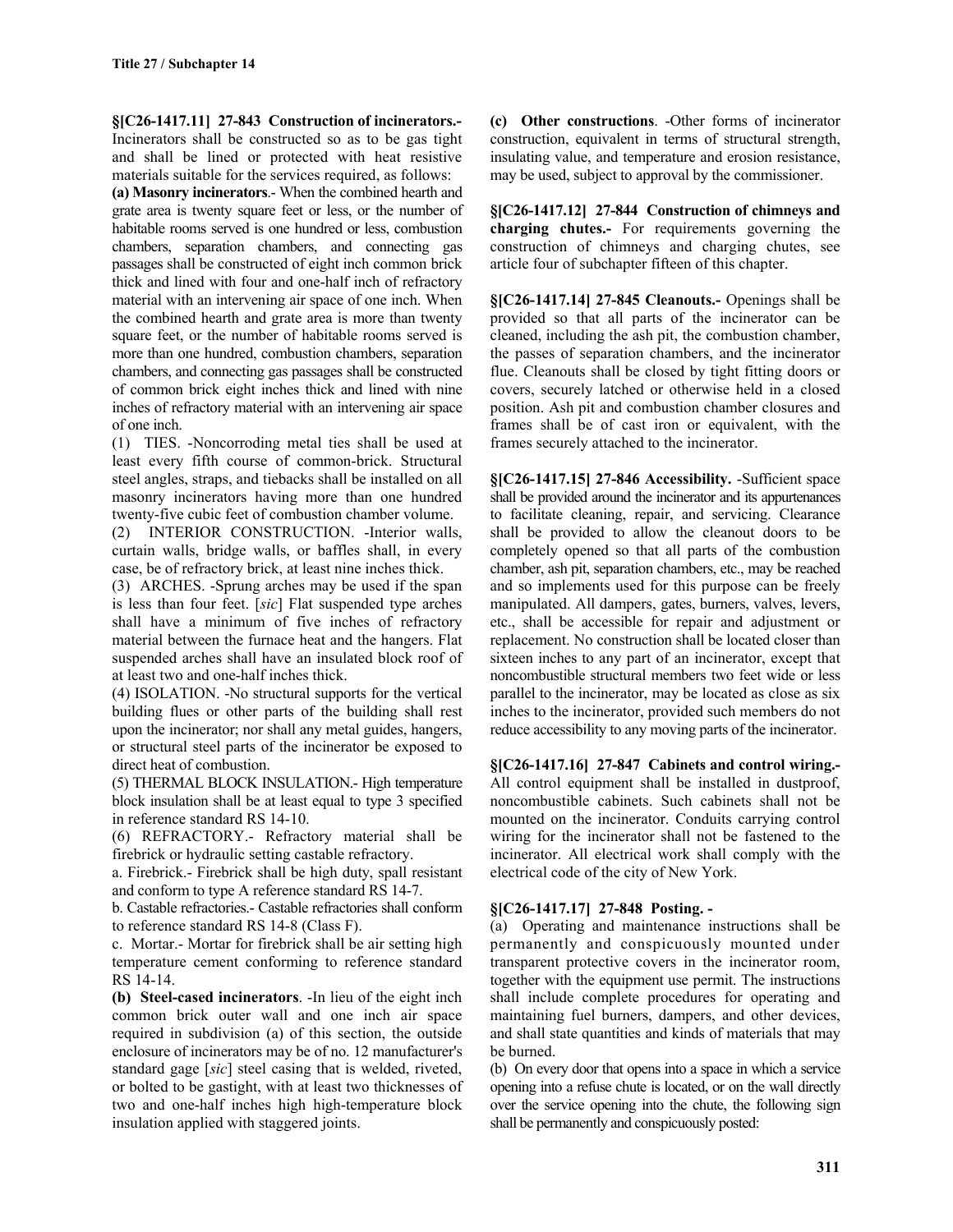**§[C26-1417.11] 27-843 Construction of incinerators.-** Incinerators shall be constructed so as to be gas tight and shall be lined or protected with heat resistive materials suitable for the services required, as follows:

**(a) Masonry incinerators**.- When the combined hearth and grate area is twenty square feet or less, or the number of habitable rooms served is one hundred or less, combustion chambers, separation chambers, and connecting gas passages shall be constructed of eight inch common brick thick and lined with four and one-half inch of refractory material with an intervening air space of one inch. When the combined hearth and grate area is more than twenty square feet, or the number of habitable rooms served is more than one hundred, combustion chambers, separation chambers, and connecting gas passages shall be constructed of common brick eight inches thick and lined with nine inches of refractory material with an intervening air space of one inch.

(1) TIES. -Noncorroding metal ties shall be used at least every fifth course of common-brick. Structural steel angles, straps, and tiebacks shall be installed on all masonry incinerators having more than one hundred twenty-five cubic feet of combustion chamber volume.

(2) INTERIOR CONSTRUCTION. -Interior walls, curtain walls, bridge walls, or baffles shall, in every case, be of refractory brick, at least nine inches thick.

(3) ARCHES. -Sprung arches may be used if the span is less than four feet. [*sic*] Flat suspended type arches shall have a minimum of five inches of refractory material between the furnace heat and the hangers. Flat suspended arches shall have an insulated block roof of at least two and one-half inches thick.

(4) ISOLATION. -No structural supports for the vertical building flues or other parts of the building shall rest upon the incinerator; nor shall any metal guides, hangers, or structural steel parts of the incinerator be exposed to direct heat of combustion.

(5) THERMAL BLOCK INSULATION.- High temperature block insulation shall be at least equal to type 3 specified in reference standard RS 14-10.

(6) REFRACTORY.- Refractory material shall be firebrick or hydraulic setting castable refractory.

a. Firebrick.- Firebrick shall be high duty, spall resistant and conform to type A reference standard RS 14-7.

b. Castable refractories.- Castable refractories shall conform to reference standard RS 14-8 (Class F).

c. Mortar.- Mortar for firebrick shall be air setting high temperature cement conforming to reference standard RS 14-14.

**(b) Steel-cased incinerators**. -In lieu of the eight inch common brick outer wall and one inch air space required in subdivision (a) of this section, the outside enclosure of incinerators may be of no. 12 manufacturer's standard gage [*sic*] steel casing that is welded, riveted, or bolted to be gastight, with at least two thicknesses of two and one-half inches high high-temperature block insulation applied with staggered joints.

**(c) Other constructions**. -Other forms of incinerator construction, equivalent in terms of structural strength, insulating value, and temperature and erosion resistance, may be used, subject to approval by the commissioner.

**§[C26-1417.12] 27-844 Construction of chimneys and charging chutes.-** For requirements governing the construction of chimneys and charging chutes, see article four of subchapter fifteen of this chapter.

**§[C26-1417.14] 27-845 Cleanouts.-** Openings shall be provided so that all parts of the incinerator can be cleaned, including the ash pit, the combustion chamber, the passes of separation chambers, and the incinerator flue. Cleanouts shall be closed by tight fitting doors or covers, securely latched or otherwise held in a closed position. Ash pit and combustion chamber closures and frames shall be of cast iron or equivalent, with the frames securely attached to the incinerator.

**§[C26-1417.15] 27-846 Accessibility.** -Sufficient space shall be provided around the incinerator and its appurtenances to facilitate cleaning, repair, and servicing. Clearance shall be provided to allow the cleanout doors to be completely opened so that all parts of the combustion chamber, ash pit, separation chambers, etc., may be reached and so implements used for this purpose can be freely manipulated. All dampers, gates, burners, valves, levers, etc., shall be accessible for repair and adjustment or replacement. No construction shall be located closer than sixteen inches to any part of an incinerator, except that noncombustible structural members two feet wide or less parallel to the incinerator, may be located as close as six inches to the incinerator, provided such members do not reduce accessibility to any moving parts of the incinerator.

**§[C26-1417.16] 27-847 Cabinets and control wiring.-** All control equipment shall be installed in dustproof, noncombustible cabinets. Such cabinets shall not be mounted on the incinerator. Conduits carrying control wiring for the incinerator shall not be fastened to the incinerator. All electrical work shall comply with the electrical code of the city of New York.

**§[C26-1417.17] 27-848 Posting. -**

(a) Operating and maintenance instructions shall be permanently and conspicuously mounted under transparent protective covers in the incinerator room, together with the equipment use permit. The instructions shall include complete procedures for operating and maintaining fuel burners, dampers, and other devices, and shall state quantities and kinds of materials that may be burned.

(b) On every door that opens into a space in which a service opening into a refuse chute is located, or on the wall directly over the service opening into the chute, the following sign shall be permanently and conspicuously posted: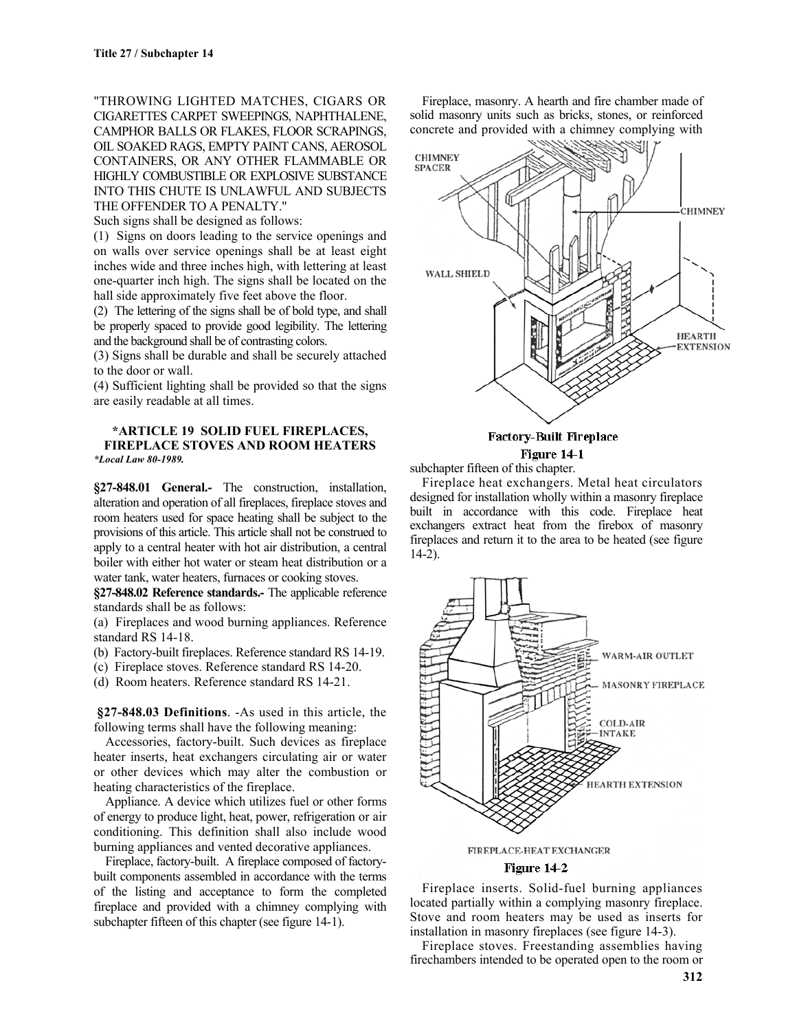"THROWING LIGHTED MATCHES, CIGARS OR CIGARETTES CARPET SWEEPINGS, NAPHTHALENE, CAMPHOR BALLS OR FLAKES, FLOOR SCRAPINGS, OIL SOAKED RAGS, EMPTY PAINT CANS, AEROSOL CONTAINERS, OR ANY OTHER FLAMMABLE OR HIGHLY COMBUSTIBLE OR EXPLOSIVE SUBSTANCE INTO THIS CHUTE IS UNLAWFUL AND SUBJECTS THE OFFENDER TO A PENALTY."

Such signs shall be designed as follows:

(1) Signs on doors leading to the service openings and on walls over service openings shall be at least eight inches wide and three inches high, with lettering at least one-quarter inch high. The signs shall be located on the hall side approximately five feet above the floor.

(2) The lettering of the signs shall be of bold type, and shall be properly spaced to provide good legibility. The lettering and the background shall be of contrasting colors.

(3) Signs shall be durable and shall be securely attached to the door or wall.

(4) Sufficient lighting shall be provided so that the signs are easily readable at all times.

## *ARTICLE 19 SOLID FUEL FIREPLACES, FIREPLACE STOVES AND ROOM HEATERS

*\*Local Law 80-1989.*

**§27-848.01 General.-** The construction, installation, alteration and operation of all fireplaces, fireplace stoves and room heaters used for space heating shall be subject to the provisions of this article. This article shall not be construed to apply to a central heater with hot air distribution, a central boiler with either hot water or steam heat distribution or a water tank, water heaters, furnaces or cooking stoves.

**§27-848.02 Reference standards.-** The applicable reference standards shall be as follows:

(a) Fireplaces and wood burning appliances. Reference standard RS 14-18.

(b) Factory-built fireplaces. Reference standard RS 14-19.

(c) Fireplace stoves. Reference standard RS 14-20.

(d) Room heaters. Reference standard RS 14-21.

**§27-848.03 Definitions**. -As used in this article, the following terms shall have the following meaning:

Accessories, factory-built. Such devices as fireplace heater inserts, heat exchangers circulating air or water or other devices which may alter the combustion or heating characteristics of the fireplace.

Appliance. A device which utilizes fuel or other forms of energy to produce light, heat, power, refrigeration or air conditioning. This definition shall also include wood burning appliances and vented decorative appliances.

Fireplace, factory-built. A fireplace composed of factory-built components assembled in accordance with the terms of the listing and acceptance to form the completed fireplace and provided with a chimney complying with subchapter fifteen of this chapter (see figure 14-1).

Fireplace, masonry. A hearth and fire chamber made of solid masonry units such as bricks, stones, or reinforced concrete and provided with a chimney complying with subchapter fifteen of this chapter.

CHIMNEY SPACER, CHIMNEY, WALL SHIELD, HEARTH EXTENSION

**Factory-Built Fireplace**

**Figure 14-1**

Fireplace heat exchangers. Metal heat circulators designed for installation wholly within a masonry fireplace built in accordance with this code. Fireplace heat exchangers extract heat from the firebox of masonry fireplaces and return it to the area to be heated (see figure 14-2).

WARM-AIR OUTLET, MASONRY FIREPLACE, COLD-AIR INTAKE, HEARTH EXTENSION

FIREPLACE-HEAT EXCHANGER

**Figure 14-2**

Fireplace inserts. Solid-fuel burning appliances located partially within a complying masonry fireplace. Stove and room heaters may be used as inserts for installation in masonry fireplaces (see figure 14-3).

Fireplace stoves. Freestanding assemblies having firechambers intended to be operated open to the room or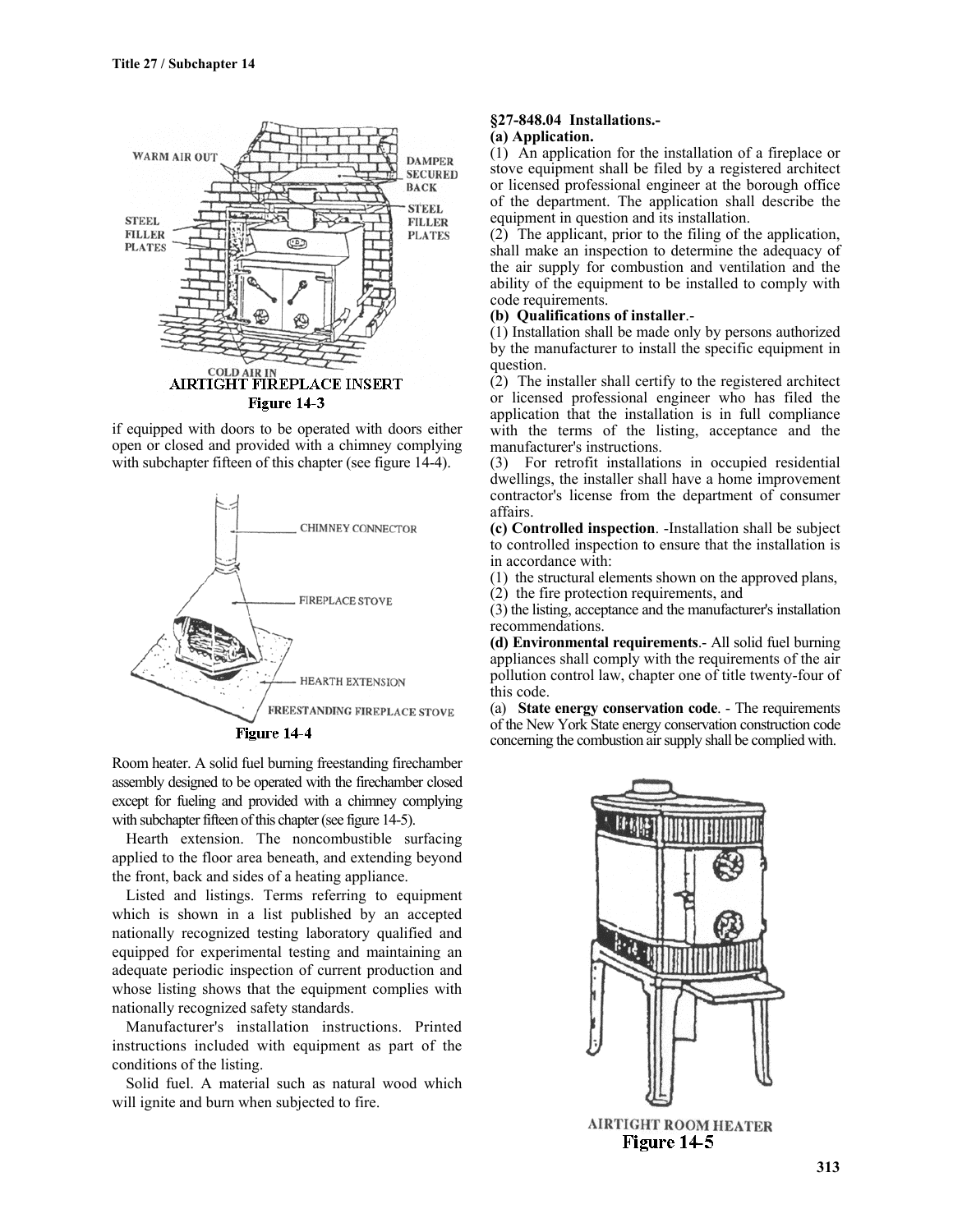**AIRTIGHT FIREPLACE INSERT**

**Figure 14-3**

if equipped with doors to be operated with doors either open or closed and provided with a chimney complying with subchapter fifteen of this chapter (see figure 14-4).

**FREESTANDING FIREPLACE STOVE**

**Figure 14-4**

Room heater. A solid fuel burning freestanding firechamber assembly designed to be operated with the firechamber closed except for fueling and provided with a chimney complying with subchapter fifteen of this chapter (see figure 14-5).

Hearth extension. The noncombustible surfacing applied to the floor area beneath, and extending beyond the front, back and sides of a heating appliance.

Listed and listings. Terms referring to equipment which is shown in a list published by an accepted nationally recognized testing laboratory qualified and equipped for experimental testing and maintaining an adequate periodic inspection of current production and whose listing shows that the equipment complies with nationally recognized safety standards.

Manufacturer's installation instructions. Printed instructions included with equipment as part of the conditions of the listing.

Solid fuel. A material such as natural wood which will ignite and burn when subjected to fire.

**§27-848.04 Installations.-**

**(a) Application.**

(1) An application for the installation of a fireplace or stove equipment shall be filed by a registered architect or licensed professional engineer at the borough office of the department. The application shall describe the equipment in question and its installation.

(2) The applicant, prior to the filing of the application, shall make an inspection to determine the adequacy of the air supply for combustion and ventilation and the ability of the equipment to be installed to comply with code requirements.

**(b) Qualifications of installer**.-

(1) Installation shall be made only by persons authorized by the manufacturer to install the specific equipment in question.

(2) The installer shall certify to the registered architect or licensed professional engineer who has filed the application that the installation is in full compliance with the terms of the listing, acceptance and the manufacturer's instructions.

(3) For retrofit installations in occupied residential dwellings, the installer shall have a home improvement contractor's license from the department of consumer affairs.

**(c) Controlled inspection**. -Installation shall be subject to controlled inspection to ensure that the installation is in accordance with:

(1) the structural elements shown on the approved plans,

(2) the fire protection requirements, and

(3) the listing, acceptance and the manufacturer's installation recommendations.

**(d) Environmental requirements**.- All solid fuel burning appliances shall comply with the requirements of the air pollution control law, chapter one of title twenty-four of this code.

(a) **State energy conservation code**. - The requirements of the New York State energy conservation construction code concerning the combustion air supply shall be complied with.

**AIRTIGHT ROOM HEATER**

**Figure 14-5**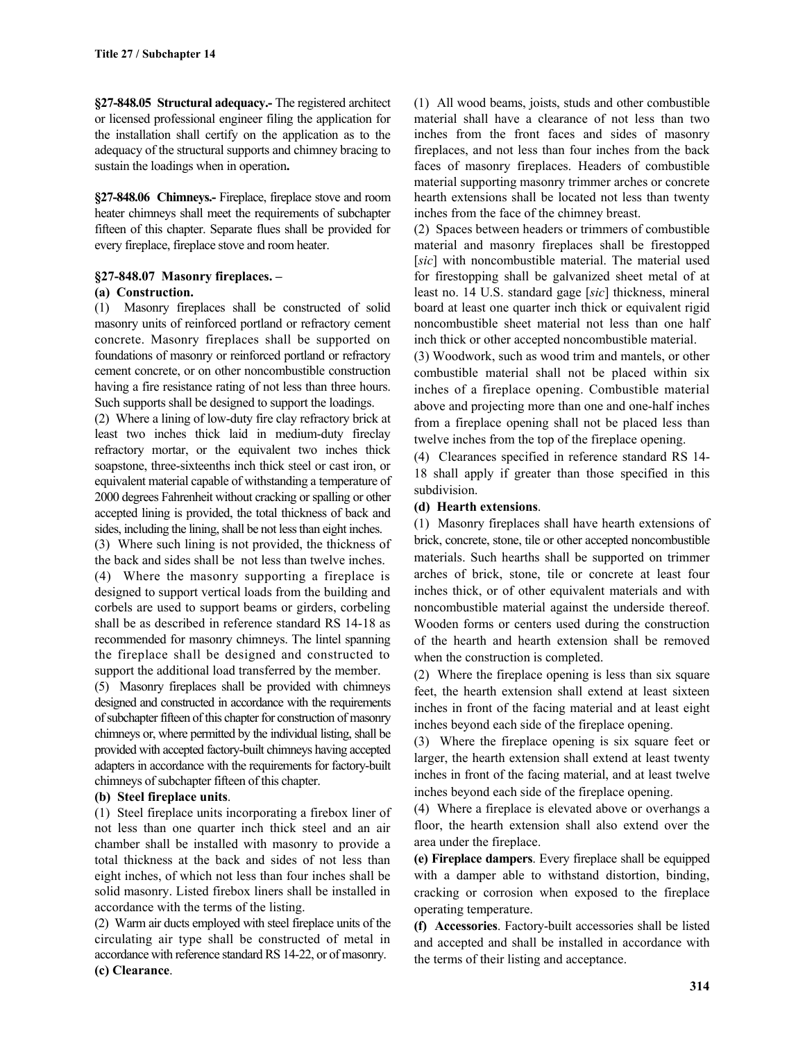**§27-848.05 Structural adequacy.-** The registered architect or licensed professional engineer filing the application for the installation shall certify on the application as to the adequacy of the structural supports and chimney bracing to sustain the loadings when in operation**.**

**§27-848.06 Chimneys.-** Fireplace, fireplace stove and room heater chimneys shall meet the requirements of subchapter fifteen of this chapter. Separate flues shall be provided for every fireplace, fireplace stove and room heater.

### §27-848.07 Masonry fireplaces. –

**(a) Construction.**

(1) Masonry fireplaces shall be constructed of solid masonry units of reinforced portland or refractory cement concrete. Masonry fireplaces shall be supported on foundations of masonry or reinforced portland or refractory cement concrete, or on other noncombustible construction having a fire resistance rating of not less than three hours. Such supports shall be designed to support the loadings.

(2) Where a lining of low-duty fire clay refractory brick at least two inches thick laid in medium-duty fireclay refractory mortar, or the equivalent two inches thick soapstone, three-sixteenths inch thick steel or cast iron, or equivalent material capable of withstanding a temperature of 2000 degrees Fahrenheit without cracking or spalling or other accepted lining is provided, the total thickness of back and sides, including the lining, shall be not less than eight inches.

(3) Where such lining is not provided, the thickness of the back and sides shall be not less than twelve inches.

(4) Where the masonry supporting a fireplace is designed to support vertical loads from the building and corbels are used to support beams or girders, corbeling shall be as described in reference standard RS 14-18 as recommended for masonry chimneys. The lintel spanning the fireplace shall be designed and constructed to support the additional load transferred by the member.

(5) Masonry fireplaces shall be provided with chimneys designed and constructed in accordance with the requirements of subchapter fifteen of this chapter for construction of masonry chimneys or, where permitted by the individual listing, shall be provided with accepted factory-built chimneys having accepted adapters in accordance with the requirements for factory-built chimneys of subchapter fifteen of this chapter.

**(b) Steel fireplace units**.

(1) Steel fireplace units incorporating a firebox liner of not less than one quarter inch thick steel and an air chamber shall be installed with masonry to provide a total thickness at the back and sides of not less than eight inches, of which not less than four inches shall be solid masonry. Listed firebox liners shall be installed in accordance with the terms of the listing.

(2) Warm air ducts employed with steel fireplace units of the circulating air type shall be constructed of metal in accordance with reference standard RS 14-22, or of masonry.

**(c) Clearance**.

(1) All wood beams, joists, studs and other combustible material shall have a clearance of not less than two inches from the front faces and sides of masonry fireplaces, and not less than four inches from the back faces of masonry fireplaces. Headers of combustible material supporting masonry trimmer arches or concrete hearth extensions shall be located not less than twenty inches from the face of the chimney breast.

(2) Spaces between headers or trimmers of combustible material and masonry fireplaces shall be firestopped [*sic*] with noncombustible material. The material used for firestopping shall be galvanized sheet metal of at least no. 14 U.S. standard gage [*sic*] thickness, mineral board at least one quarter inch thick or equivalent rigid noncombustible sheet material not less than one half inch thick or other accepted noncombustible material.

(3) Woodwork, such as wood trim and mantels, or other combustible material shall not be placed within six inches of a fireplace opening. Combustible material above and projecting more than one and one-half inches from a fireplace opening shall not be placed less than twelve inches from the top of the fireplace opening.

(4) Clearances specified in reference standard RS 14-18 shall apply if greater than those specified in this subdivision.

**(d) Hearth extensions**.

(1) Masonry fireplaces shall have hearth extensions of brick, concrete, stone, tile or other accepted noncombustible materials. Such hearths shall be supported on trimmer arches of brick, stone, tile or concrete at least four inches thick, or of other equivalent materials and with noncombustible material against the underside thereof. Wooden forms or centers used during the construction of the hearth and hearth extension shall be removed when the construction is completed.

(2) Where the fireplace opening is less than six square feet, the hearth extension shall extend at least sixteen inches in front of the facing material and at least eight inches beyond each side of the fireplace opening.

(3) Where the fireplace opening is six square feet or larger, the hearth extension shall extend at least twenty inches in front of the facing material, and at least twelve inches beyond each side of the fireplace opening.

(4) Where a fireplace is elevated above or overhangs a floor, the hearth extension shall also extend over the area under the fireplace.

**(e) Fireplace dampers**. Every fireplace shall be equipped with a damper able to withstand distortion, binding, cracking or corrosion when exposed to the fireplace operating temperature.

**(f) Accessories**. Factory-built accessories shall be listed and accepted and shall be installed in accordance with the terms of their listing and acceptance.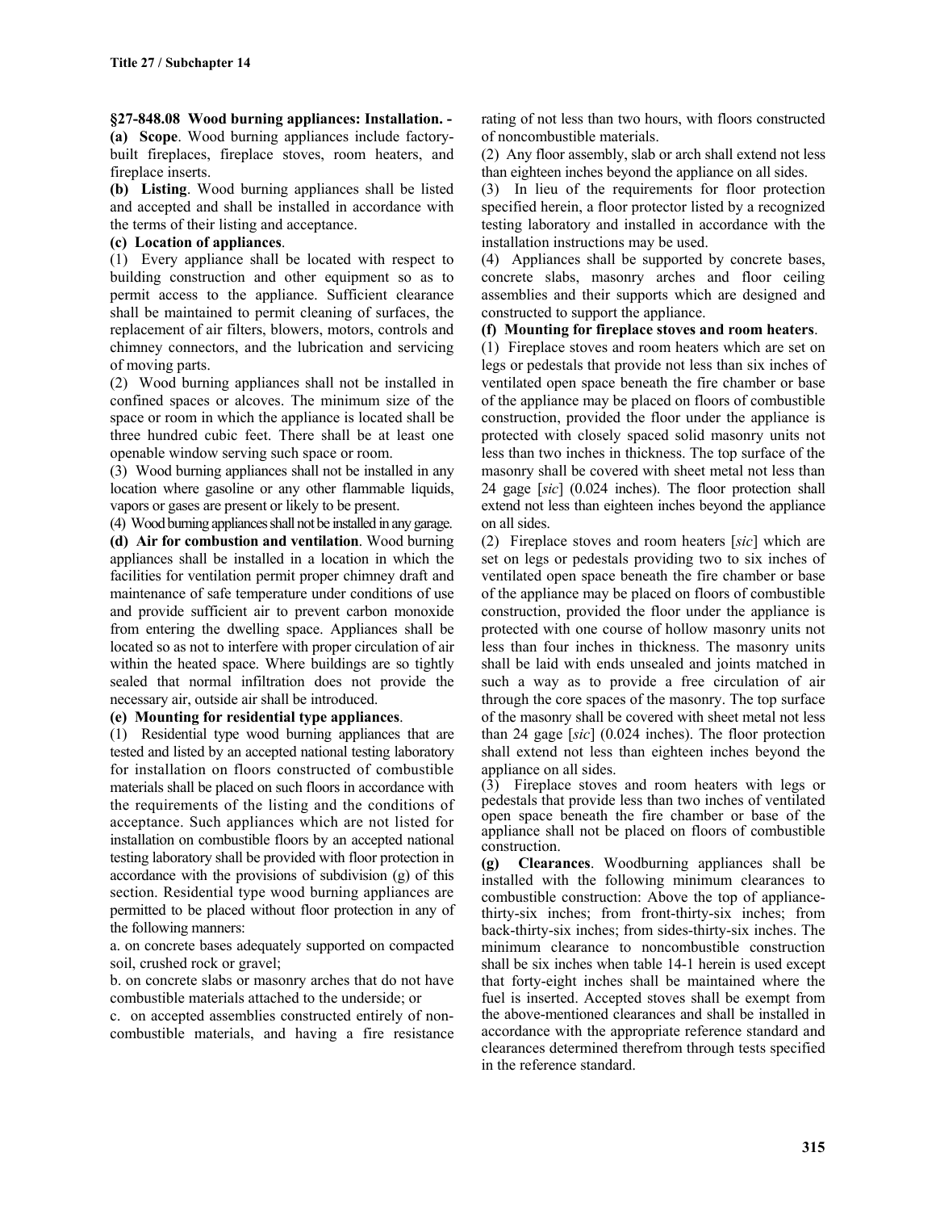**§27-848.08 Wood burning appliances: Installation. -**

**(a) Scope**. Wood burning appliances include factory-built fireplaces, fireplace stoves, room heaters, and fireplace inserts.

**(b) Listing**. Wood burning appliances shall be listed and accepted and shall be installed in accordance with the terms of their listing and acceptance.

**(c) Location of appliances**.

(1) Every appliance shall be located with respect to building construction and other equipment so as to permit access to the appliance. Sufficient clearance shall be maintained to permit cleaning of surfaces, the replacement of air filters, blowers, motors, controls and chimney connectors, and the lubrication and servicing of moving parts.

(2) Wood burning appliances shall not be installed in confined spaces or alcoves. The minimum size of the space or room in which the appliance is located shall be three hundred cubic feet. There shall be at least one openable window serving such space or room.

(3) Wood burning appliances shall not be installed in any location where gasoline or any other flammable liquids, vapors or gases are present or likely to be present.

(4) Wood burning appliances shall not be installed in any garage.

**(d) Air for combustion and ventilation**. Wood burning appliances shall be installed in a location in which the facilities for ventilation permit proper chimney draft and maintenance of safe temperature under conditions of use and provide sufficient air to prevent carbon monoxide from entering the dwelling space. Appliances shall be located so as not to interfere with proper circulation of air within the heated space. Where buildings are so tightly sealed that normal infiltration does not provide the necessary air, outside air shall be introduced.

**(e) Mounting for residential type appliances**.

(1) Residential type wood burning appliances that are tested and listed by an accepted national testing laboratory for installation on floors constructed of combustible materials shall be placed on such floors in accordance with the requirements of the listing and the conditions of acceptance. Such appliances which are not listed for installation on combustible floors by an accepted national testing laboratory shall be provided with floor protection in accordance with the provisions of subdivision (g) of this section. Residential type wood burning appliances are permitted to be placed without floor protection in any of the following manners:

a. on concrete bases adequately supported on compacted soil, crushed rock or gravel;

b. on concrete slabs or masonry arches that do not have combustible materials attached to the underside; or

c. on accepted assemblies constructed entirely of non-combustible materials, and having a fire resistance rating of not less than two hours, with floors constructed of noncombustible materials.

(2) Any floor assembly, slab or arch shall extend not less than eighteen inches beyond the appliance on all sides.

(3) In lieu of the requirements for floor protection specified herein, a floor protector listed by a recognized testing laboratory and installed in accordance with the installation instructions may be used.

(4) Appliances shall be supported by concrete bases, concrete slabs, masonry arches and floor ceiling assemblies and their supports which are designed and constructed to support the appliance.

**(f) Mounting for fireplace stoves and room heaters**.

(1) Fireplace stoves and room heaters which are set on legs or pedestals that provide not less than six inches of ventilated open space beneath the fire chamber or base of the appliance may be placed on floors of combustible construction, provided the floor under the appliance is protected with closely spaced solid masonry units not less than two inches in thickness. The top surface of the masonry shall be covered with sheet metal not less than 24 gage [*sic*] (0.024 inches). The floor protection shall extend not less than eighteen inches beyond the appliance on all sides.

(2) Fireplace stoves and room heaters [*sic*] which are set on legs or pedestals providing two to six inches of ventilated open space beneath the fire chamber or base of the appliance may be placed on floors of combustible construction, provided the floor under the appliance is protected with one course of hollow masonry units not less than four inches in thickness. The masonry units shall be laid with ends unsealed and joints matched in such a way as to provide a free circulation of air through the core spaces of the masonry. The top surface of the masonry shall be covered with sheet metal not less than 24 gage [*sic*] (0.024 inches). The floor protection shall extend not less than eighteen inches beyond the appliance on all sides.

(3) Fireplace stoves and room heaters with legs or pedestals that provide less than two inches of ventilated open space beneath the fire chamber or base of the appliance shall not be placed on floors of combustible construction.

**(g) Clearances**. Woodburning appliances shall be installed with the following minimum clearances to combustible construction: Above the top of appliance-thirty-six inches; from front-thirty-six inches; from back-thirty-six inches; from sides-thirty-six inches. The minimum clearance to noncombustible construction shall be six inches when table 14-1 herein is used except that forty-eight inches shall be maintained where the fuel is inserted. Accepted stoves shall be exempt from the above-mentioned clearances and shall be installed in accordance with the appropriate reference standard and clearances determined therefrom through tests specified in the reference standard.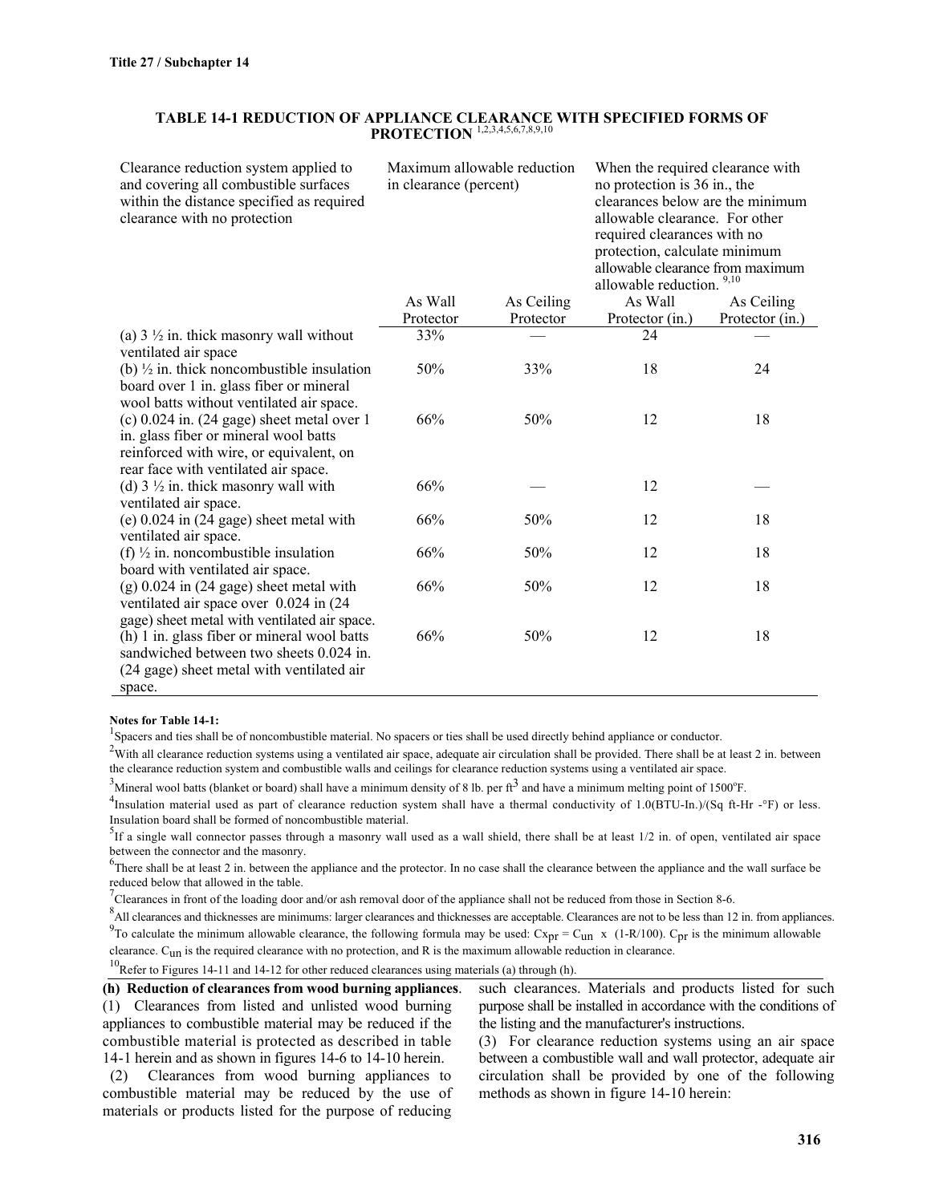### TABLE 14-1 REDUCTION OF APPLIANCE CLEARANCE WITH SPECIFIED FORMS OF PROTECTION [1,2,3,4,5,6,7,8,9,10]

| Clearance reduction system applied to and covering all combustible surfaces within the distance specified as required clearance with no protection | Maximum allowable reduction in clearance (percent) | | When the required clearance with no protection is 36 in., the clearances below are the minimum allowable clearance. For other required clearances with no protection, calculate minimum allowable clearance from maximum allowable reduction. [9,10] | |
|---|---|---|---|---|
| | As Wall Protector | As Ceiling Protector | As Wall Protector (in.) | As Ceiling Protector (in.) |
| (a) 3 ½ in. thick masonry wall without ventilated air space | 33% | — | 24 | — |
| (b) ½ in. thick noncombustible insulation board over 1 in. glass fiber or mineral wool batts without ventilated air space. | 50% | 33% | 18 | 24 |
| (c) 0.024 in. (24 gage) sheet metal over 1 in. glass fiber or mineral wool batts reinforced with wire, or equivalent, on rear face with ventilated air space. | 66% | 50% | 12 | 18 |
| (d) 3 ½ in. thick masonry wall with ventilated air space. | 66% | — | 12 | — |
| (e) 0.024 in (24 gage) sheet metal with ventilated air space. | 66% | 50% | 12 | 18 |
| (f) ½ in. noncombustible insulation board with ventilated air space. | 66% | 50% | 12 | 18 |
| (g) 0.024 in (24 gage) sheet metal with ventilated air space over 0.024 in (24 gage) sheet metal with ventilated air space. | 66% | 50% | 12 | 18 |
| (h) 1 in. glass fiber or mineral wool batts sandwiched between two sheets 0.024 in. (24 gage) sheet metal with ventilated air space. | 66% | 50% | 12 | 18 |

**Notes for Table 14-1:**

[1]Spacers and ties shall be of noncombustible material. No spacers or ties shall be used directly behind appliance or conductor.

[2]With all clearance reduction systems using a ventilated air space, adequate air circulation shall be provided. There shall be at least 2 in. between the clearance reduction system and combustible walls and ceilings for clearance reduction systems using a ventilated air space.

[3]Mineral wool batts (blanket or board) shall have a minimum density of 8 lb. per $ft^3$ and have a minimum melting point of 1500°F.

[4]Insulation material used as part of clearance reduction system shall have a thermal conductivity of 1.0(BTU-In.)/(Sq ft-Hr -°F) or less. Insulation board shall be formed of noncombustible material.

[5]If a single wall connector passes through a masonry wall used as a wall shield, there shall be at least 1/2 in. of open, ventilated air space between the connector and the masonry.

[6]There shall be at least 2 in. between the appliance and the protector. In no case shall the clearance between the appliance and the wall surface be reduced below that allowed in the table.

[7]Clearances in front of the loading door and/or ash removal door of the appliance shall not be reduced from those in Section 8-6.

[8]All clearances and thicknesses are minimums: larger clearances and thicknesses are acceptable. Clearances are not to be less than 12 in. from appliances.

[9]To calculate the minimum allowable clearance, the following formula may be used: $Cx_{pr} = C_{un} \times (1\text{-}R/100)$. $C_{pr}$ is the minimum allowable clearance. $C_{un}$ is the required clearance with no protection, and R is the maximum allowable reduction in clearance.

[10]Refer to Figures 14-11 and 14-12 for other reduced clearances using materials (a) through (h).

**(h) Reduction of clearances from wood burning appliances**.

(1) Clearances from listed and unlisted wood burning appliances to combustible material may be reduced if the combustible material is protected as described in table 14-1 herein and as shown in figures 14-6 to 14-10 herein.

(2) Clearances from wood burning appliances to combustible material may be reduced by the use of materials or products listed for the purpose of reducing such clearances. Materials and products listed for such purpose shall be installed in accordance with the conditions of the listing and the manufacturer's instructions.

(3) For clearance reduction systems using an air space between a combustible wall and wall protector, adequate air circulation shall be provided by one of the following methods as shown in figure 14-10 herein: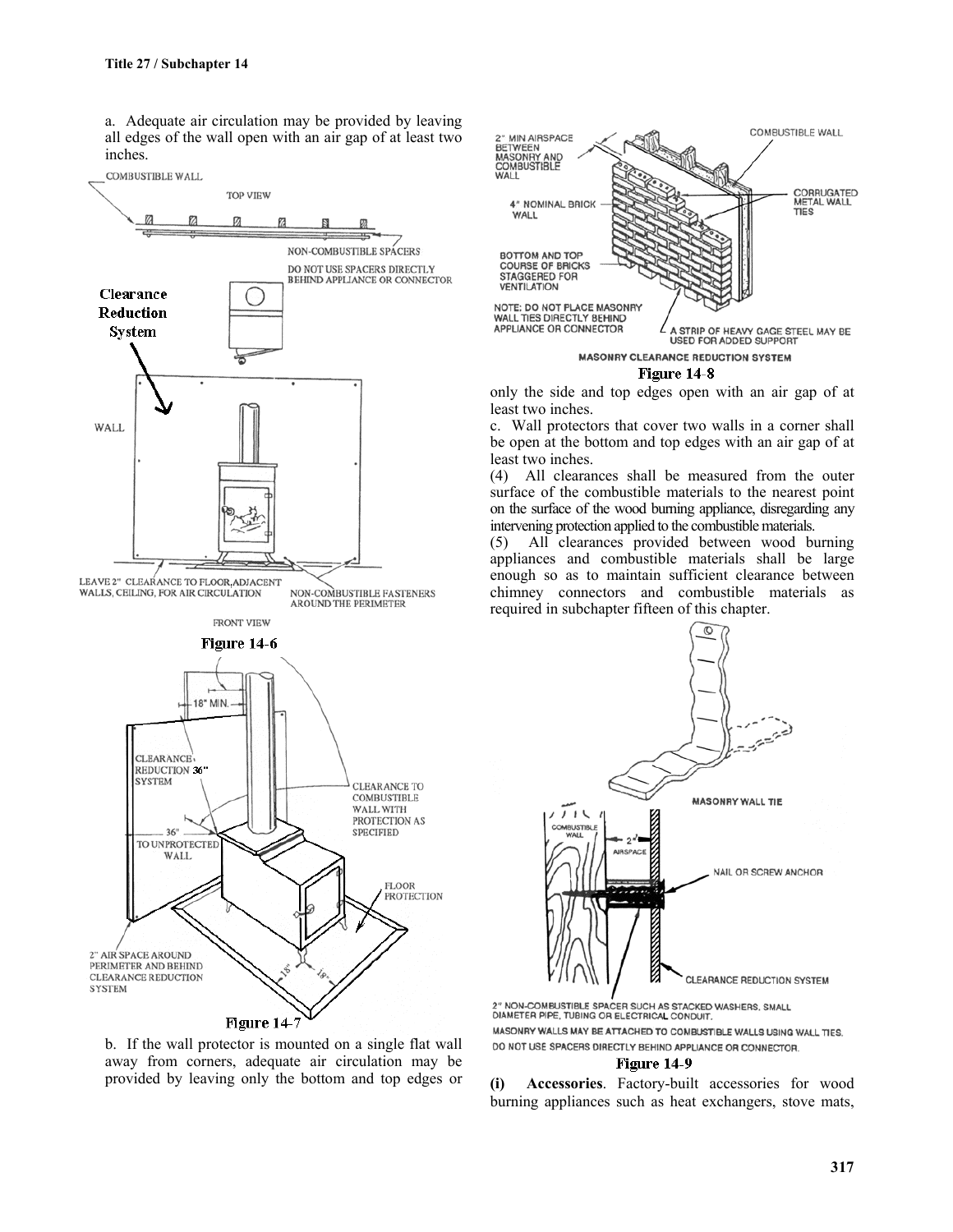a. Adequate air circulation may be provided by leaving all edges of the wall open with an air gap of at least two inches.

Figure 14-6

Figure 14-7

b. If the wall protector is mounted on a single flat wall away from corners, adequate air circulation may be provided by leaving only the bottom and top edges or only the side and top edges open with an air gap of at least two inches.

Figure 14-8

c. Wall protectors that cover two walls in a corner shall be open at the bottom and top edges with an air gap of at least two inches.

(4) All clearances shall be measured from the outer surface of the combustible materials to the nearest point on the surface of the wood burning appliance, disregarding any intervening protection applied to the combustible materials.

(5) All clearances provided between wood burning appliances and combustible materials shall be large enough so as to maintain sufficient clearance between chimney connectors and combustible materials as required in subchapter fifteen of this chapter.

Figure 14-9

**(i) Accessories**. Factory-built accessories for wood burning appliances such as heat exchangers, stove mats,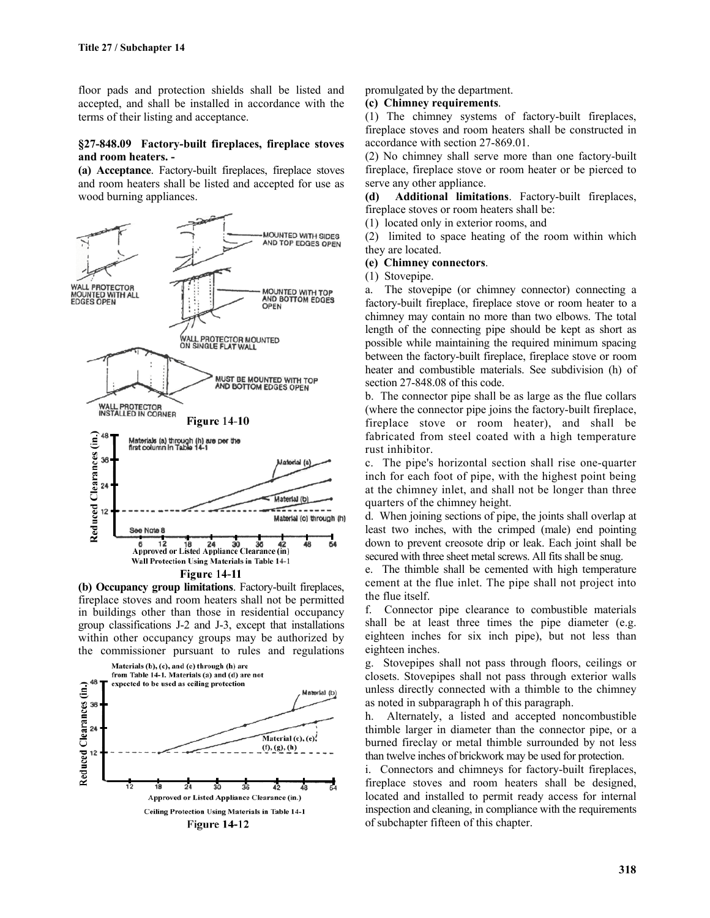floor pads and protection shields shall be listed and accepted, and shall be installed in accordance with the terms of their listing and acceptance.

### §27-848.09 Factory-built fireplaces, fireplace stoves and room heaters. -

**(a) Acceptance**. Factory-built fireplaces, fireplace stoves and room heaters shall be listed and accepted for use as wood burning appliances.

WALL PROTECTOR MOUNTED WITH ALL EDGES OPEN

MOUNTED WITH SIDES AND TOP EDGES OPEN

MOUNTED WITH TOP AND BOTTOM EDGES OPEN

WALL PROTECTOR MOUNTED ON SINGLE FLAT WALL

MUST BE MOUNTED WITH TOP AND BOTTOM EDGES OPEN

WALL PROTECTOR INSTALLED IN CORNER

**Figure 14-10**

Materials (a) through (h) are per the first column in Table 14-1

Reduced Clearances (in.)

Material (a)

Material (b)

Material (c) through (h)

See Note 8

Approved or Listed Appliance Clearance (in)

Wall Protection Using Materials in Table 14-1

**Figure 14-11**

**(b) Occupancy group limitations**. Factory-built fireplaces, fireplace stoves and room heaters shall not be permitted in buildings other than those in residential occupancy group classifications J-2 and J-3, except that installations within other occupancy groups may be authorized by the commissioner pursuant to rules and regulations promulgated by the department.

Materials (b), (c), and (e) through (h) are from Table 14-1. Materials (a) and (d) are not expected to be used as ceiling protection

Reduced Clearances (in.)

Material (b)

Material (c), (e), (f), (g), (h)

Approved or Listed Appliance Clearance (in.)

Ceiling Protection Using Materials in Table 14-1

**Figure 14-12**

**(c) Chimney requirements**.

(1) The chimney systems of factory-built fireplaces, fireplace stoves and room heaters shall be constructed in accordance with section 27-869.01.

(2) No chimney shall serve more than one factory-built fireplace, fireplace stove or room heater or be pierced to serve any other appliance.

**(d) Additional limitations**. Factory-built fireplaces, fireplace stoves or room heaters shall be:

(1) located only in exterior rooms, and

(2) limited to space heating of the room within which they are located.

**(e) Chimney connectors**.

(1) Stovepipe.

a. The stovepipe (or chimney connector) connecting a factory-built fireplace, fireplace stove or room heater to a chimney may contain no more than two elbows. The total length of the connecting pipe should be kept as short as possible while maintaining the required minimum spacing between the factory-built fireplace, fireplace stove or room heater and combustible materials. See subdivision (h) of section 27-848.08 of this code.

b. The connector pipe shall be as large as the flue collars (where the connector pipe joins the factory-built fireplace, fireplace stove or room heater), and shall be fabricated from steel coated with a high temperature rust inhibitor.

c. The pipe's horizontal section shall rise one-quarter inch for each foot of pipe, with the highest point being at the chimney inlet, and shall not be longer than three quarters of the chimney height.

d. When joining sections of pipe, the joints shall overlap at least two inches, with the crimped (male) end pointing down to prevent creosote drip or leak. Each joint shall be secured with three sheet metal screws. All fits shall be snug.

e. The thimble shall be cemented with high temperature cement at the flue inlet. The pipe shall not project into the flue itself.

f. Connector pipe clearance to combustible materials shall be at least three times the pipe diameter (e.g. eighteen inches for six inch pipe), but not less than eighteen inches.

g. Stovepipes shall not pass through floors, ceilings or closets. Stovepipes shall not pass through exterior walls unless directly connected with a thimble to the chimney as noted in subparagraph h of this paragraph.

h. Alternately, a listed and accepted noncombustible thimble larger in diameter than the connector pipe, or a burned fireclay or metal thimble surrounded by not less than twelve inches of brickwork may be used for protection.

i. Connectors and chimneys for factory-built fireplaces, fireplace stoves and room heaters shall be designed, located and installed to permit ready access for internal inspection and cleaning, in compliance with the requirements of subchapter fifteen of this chapter.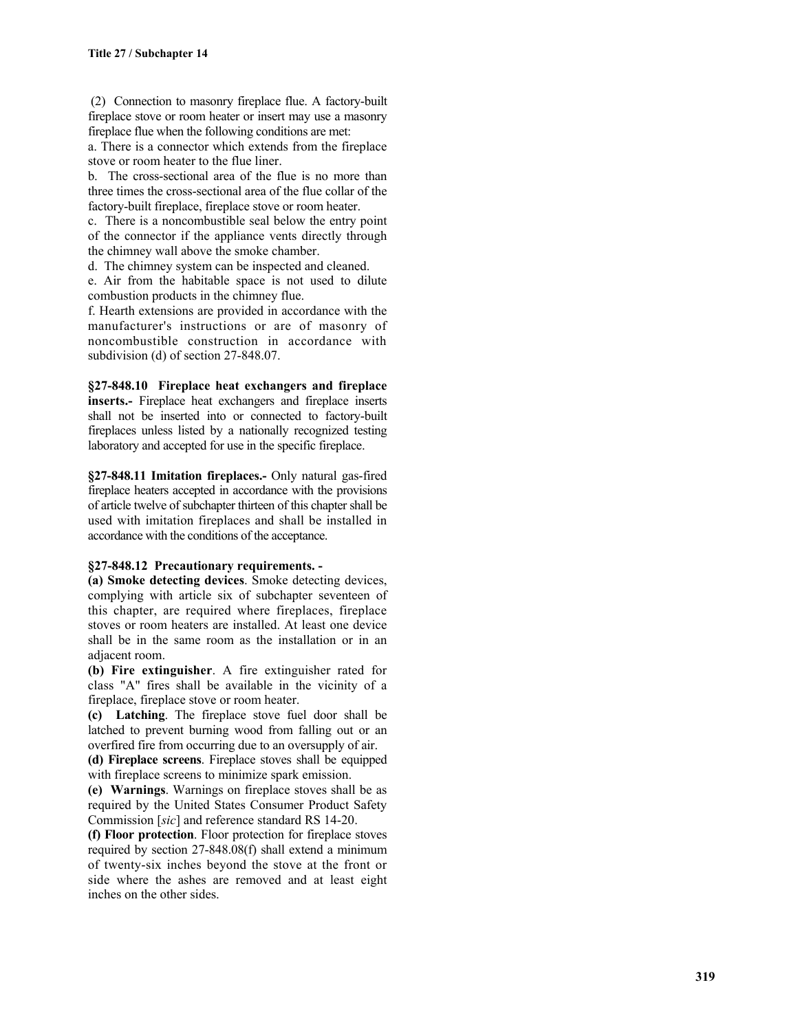(2) Connection to masonry fireplace flue. A factory-built fireplace stove or room heater or insert may use a masonry fireplace flue when the following conditions are met:

a. There is a connector which extends from the fireplace stove or room heater to the flue liner.

b. The cross-sectional area of the flue is no more than three times the cross-sectional area of the flue collar of the factory-built fireplace, fireplace stove or room heater.

c. There is a noncombustible seal below the entry point of the connector if the appliance vents directly through the chimney wall above the smoke chamber.

d. The chimney system can be inspected and cleaned.

e. Air from the habitable space is not used to dilute combustion products in the chimney flue.

f. Hearth extensions are provided in accordance with the manufacturer's instructions or are of masonry of noncombustible construction in accordance with subdivision (d) of section 27-848.07.

**§27-848.10 Fireplace heat exchangers and fireplace inserts.-** Fireplace heat exchangers and fireplace inserts shall not be inserted into or connected to factory-built fireplaces unless listed by a nationally recognized testing laboratory and accepted for use in the specific fireplace.

**§27-848.11 Imitation fireplaces.-** Only natural gas-fired fireplace heaters accepted in accordance with the provisions of article twelve of subchapter thirteen of this chapter shall be used with imitation fireplaces and shall be installed in accordance with the conditions of the acceptance.

**§27-848.12 Precautionary requirements. -**

**(a) Smoke detecting devices**. Smoke detecting devices, complying with article six of subchapter seventeen of this chapter, are required where fireplaces, fireplace stoves or room heaters are installed. At least one device shall be in the same room as the installation or in an adjacent room.

**(b) Fire extinguisher**. A fire extinguisher rated for class "A" fires shall be available in the vicinity of a fireplace, fireplace stove or room heater.

**(c) Latching**. The fireplace stove fuel door shall be latched to prevent burning wood from falling out or an overfired fire from occurring due to an oversupply of air.

**(d) Fireplace screens**. Fireplace stoves shall be equipped with fireplace screens to minimize spark emission.

**(e) Warnings**. Warnings on fireplace stoves shall be as required by the United States Consumer Product Safety Commission [*sic*] and reference standard RS 14-20.

**(f) Floor protection**. Floor protection for fireplace stoves required by section 27-848.08(f) shall extend a minimum of twenty-six inches beyond the stove at the front or side where the ashes are removed and at least eight inches on the other sides.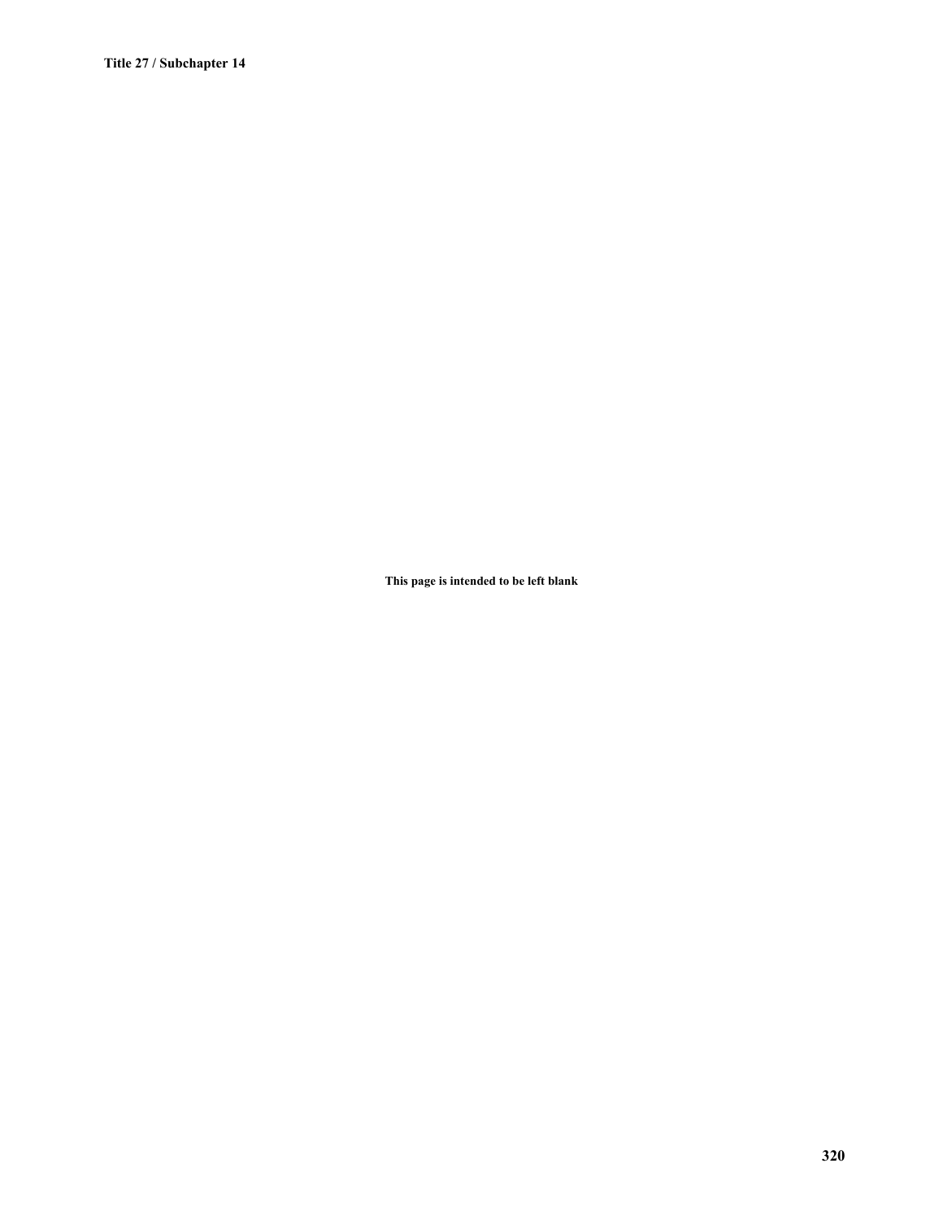This page is intended to be left blank